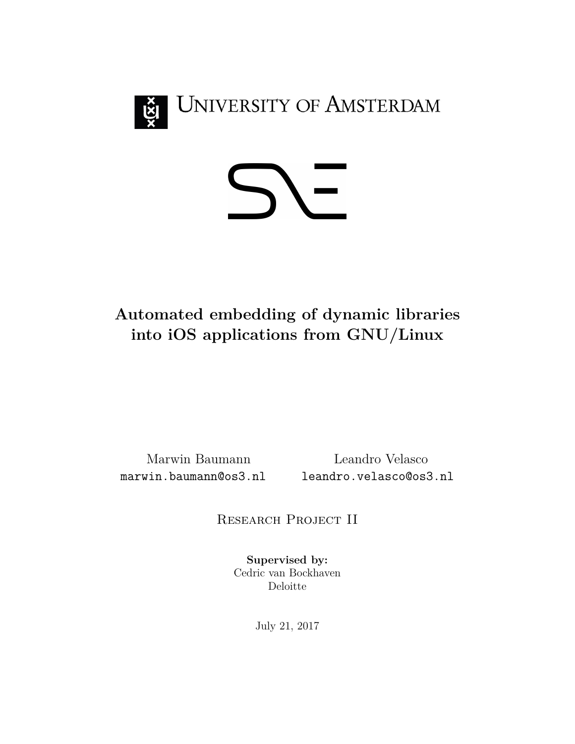University of Amsterdam

# Automated embedding of dynamic libraries into iOS applications from GNU/Linux

Marwin Baumann
`marwin.baumann@os3.nl`

Leandro Velasco
`leandro.velasco@os3.nl`

Research Project II

**Supervised by:**
Cedric van Bockhaven
Deloitte

July 21, 2017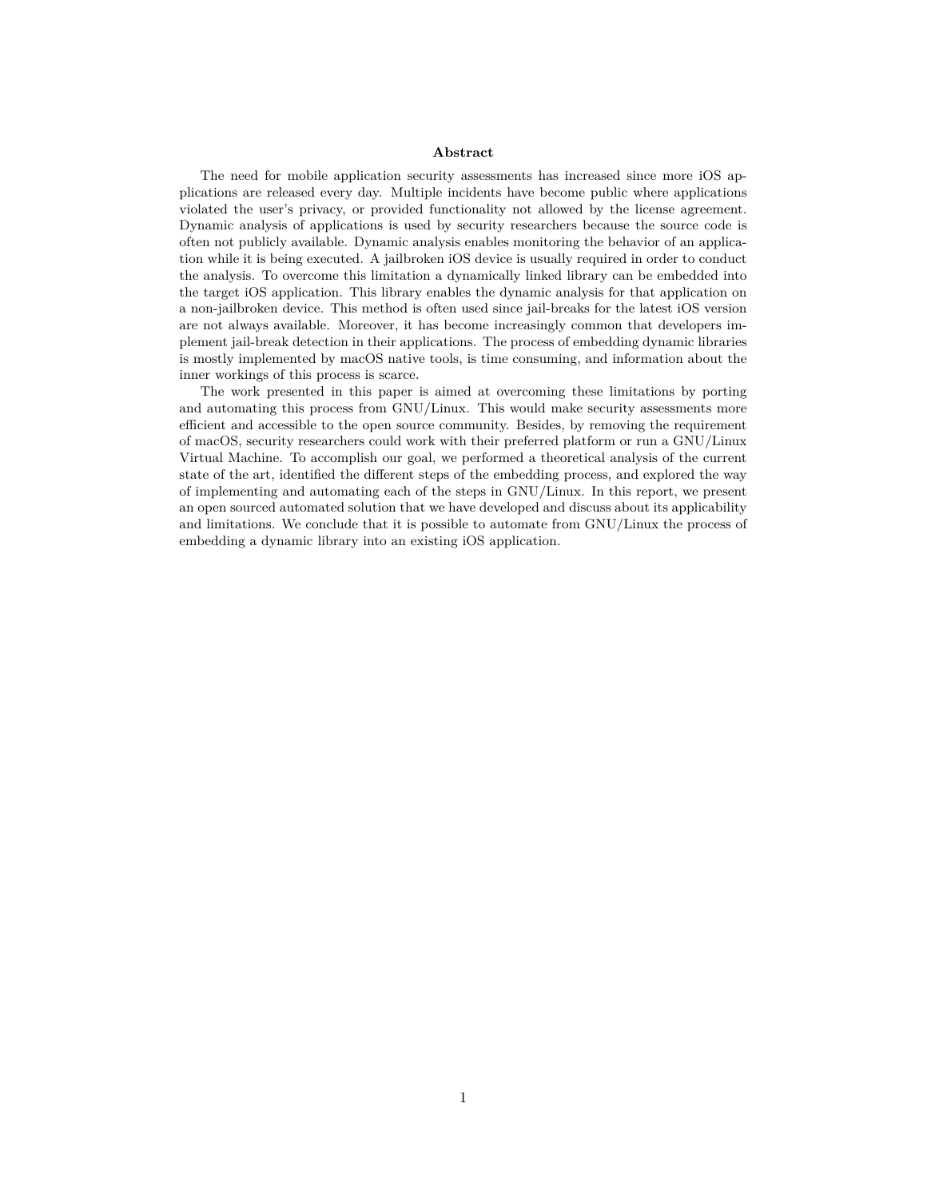## Abstract

The need for mobile application security assessments has increased since more iOS applications are released every day. Multiple incidents have become public where applications violated the user's privacy, or provided functionality not allowed by the license agreement. Dynamic analysis of applications is used by security researchers because the source code is often not publicly available. Dynamic analysis enables monitoring the behavior of an application while it is being executed. A jailbroken iOS device is usually required in order to conduct the analysis. To overcome this limitation a dynamically linked library can be embedded into the target iOS application. This library enables the dynamic analysis for that application on a non-jailbroken device. This method is often used since jail-breaks for the latest iOS version are not always available. Moreover, it has become increasingly common that developers implement jail-break detection in their applications. The process of embedding dynamic libraries is mostly implemented by macOS native tools, is time consuming, and information about the inner workings of this process is scarce.

The work presented in this paper is aimed at overcoming these limitations by porting and automating this process from GNU/Linux. This would make security assessments more efficient and accessible to the open source community. Besides, by removing the requirement of macOS, security researchers could work with their preferred platform or run a GNU/Linux Virtual Machine. To accomplish our goal, we performed a theoretical analysis of the current state of the art, identified the different steps of the embedding process, and explored the way of implementing and automating each of the steps in GNU/Linux. In this report, we present an open sourced automated solution that we have developed and discuss about its applicability and limitations. We conclude that it is possible to automate from GNU/Linux the process of embedding a dynamic library into an existing iOS application.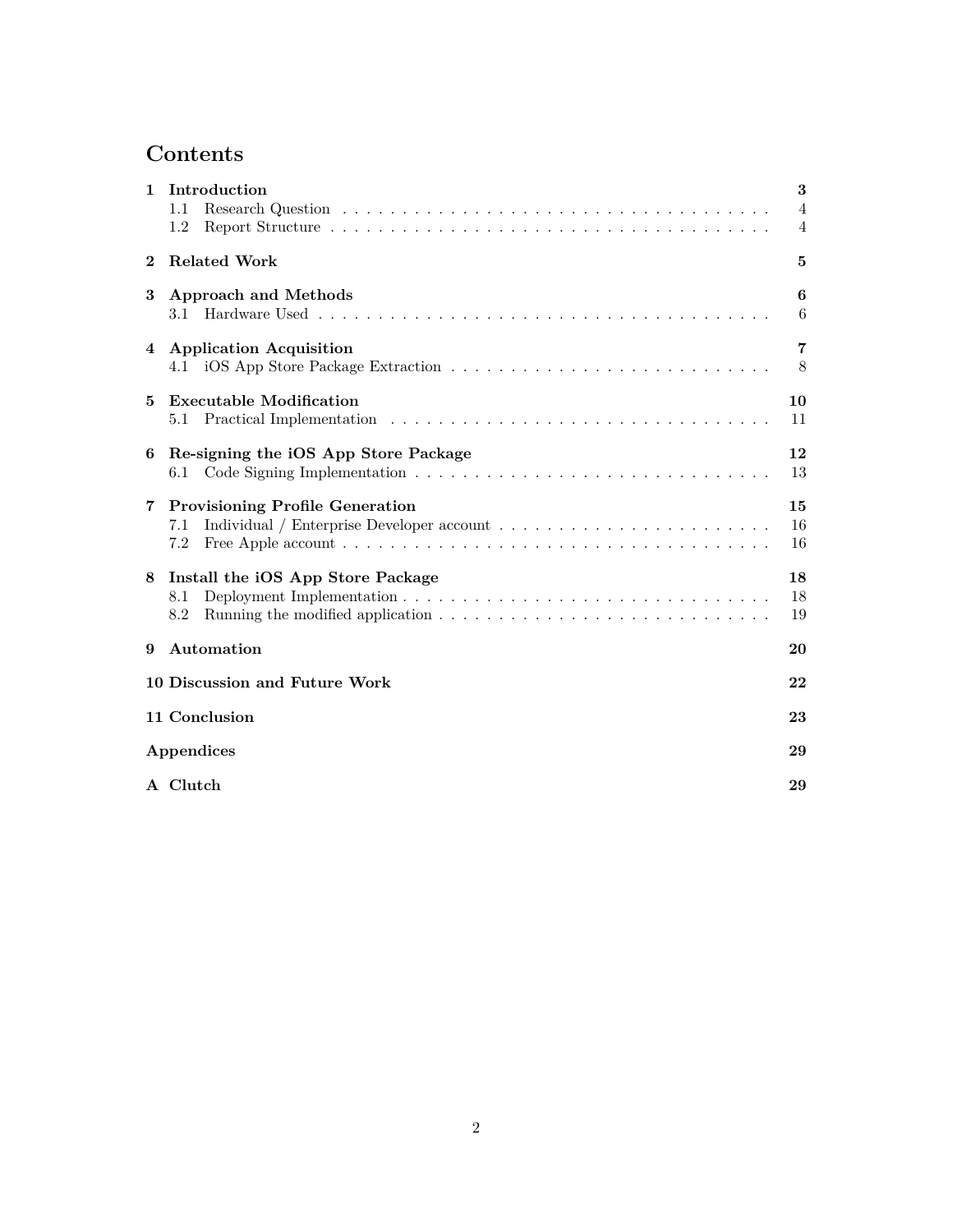# Contents

| | | |
|---|---|---|
| **1** | **Introduction** | **3** |
| | 1.1 Research Question | 4 |
| | 1.2 Report Structure | 4 |
| **2** | **Related Work** | **5** |
| **3** | **Approach and Methods** | **6** |
| | 3.1 Hardware Used | 6 |
| **4** | **Application Acquisition** | **7** |
| | 4.1 iOS App Store Package Extraction | 8 |
| **5** | **Executable Modification** | **10** |
| | 5.1 Practical Implementation | 11 |
| **6** | **Re-signing the iOS App Store Package** | **12** |
| | 6.1 Code Signing Implementation | 13 |
| **7** | **Provisioning Profile Generation** | **15** |
| | 7.1 Individual / Enterprise Developer account | 16 |
| | 7.2 Free Apple account | 16 |
| **8** | **Install the iOS App Store Package** | **18** |
| | 8.1 Deployment Implementation | 18 |
| | 8.2 Running the modified application | 19 |
| **9** | **Automation** | **20** |
| **10** | **Discussion and Future Work** | **22** |
| **11** | **Conclusion** | **23** |
| | **Appendices** | **29** |
| **A** | **Clutch** | **29** |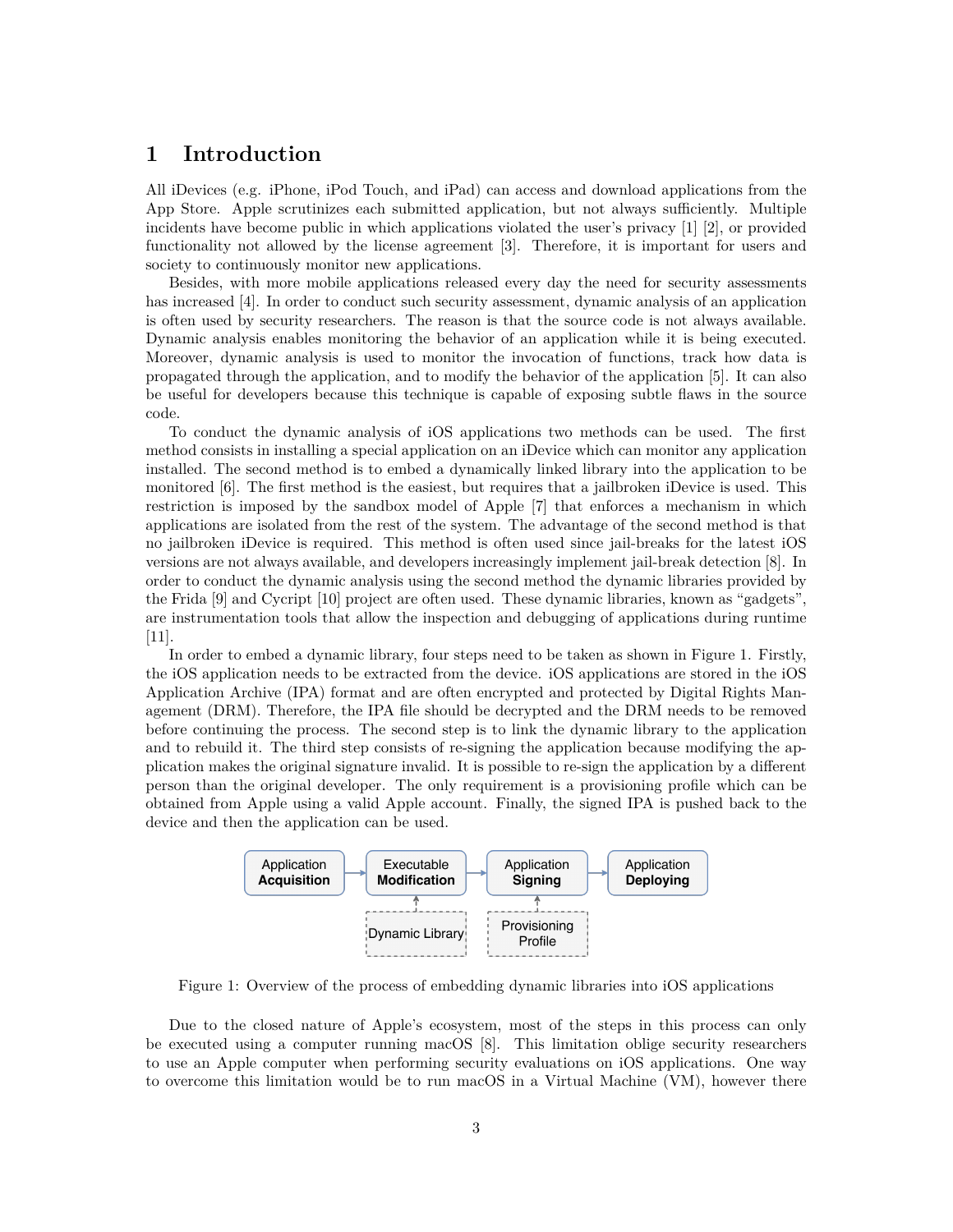# 1 Introduction

All iDevices (e.g. iPhone, iPod Touch, and iPad) can access and download applications from the App Store. Apple scrutinizes each submitted application, but not always sufficiently. Multiple incidents have become public in which applications violated the user's privacy [1] [2], or provided functionality not allowed by the license agreement [3]. Therefore, it is important for users and society to continuously monitor new applications.

Besides, with more mobile applications released every day the need for security assessments has increased [4]. In order to conduct such security assessment, dynamic analysis of an application is often used by security researchers. The reason is that the source code is not always available. Dynamic analysis enables monitoring the behavior of an application while it is being executed. Moreover, dynamic analysis is used to monitor the invocation of functions, track how data is propagated through the application, and to modify the behavior of the application [5]. It can also be useful for developers because this technique is capable of exposing subtle flaws in the source code.

To conduct the dynamic analysis of iOS applications two methods can be used. The first method consists in installing a special application on an iDevice which can monitor any application installed. The second method is to embed a dynamically linked library into the application to be monitored [6]. The first method is the easiest, but requires that a jailbroken iDevice is used. This restriction is imposed by the sandbox model of Apple [7] that enforces a mechanism in which applications are isolated from the rest of the system. The advantage of the second method is that no jailbroken iDevice is required. This method is often used since jail-breaks for the latest iOS versions are not always available, and developers increasingly implement jail-break detection [8]. In order to conduct the dynamic analysis using the second method the dynamic libraries provided by the Frida [9] and Cycript [10] project are often used. These dynamic libraries, known as "gadgets", are instrumentation tools that allow the inspection and debugging of applications during runtime [11].

In order to embed a dynamic library, four steps need to be taken as shown in Figure 1. Firstly, the iOS application needs to be extracted from the device. iOS applications are stored in the iOS Application Archive (IPA) format and are often encrypted and protected by Digital Rights Management (DRM). Therefore, the IPA file should be decrypted and the DRM needs to be removed before continuing the process. The second step is to link the dynamic library to the application and to rebuild it. The third step consists of re-signing the application because modifying the application makes the original signature invalid. It is possible to re-sign the application by a different person than the original developer. The only requirement is a provisioning profile which can be obtained from Apple using a valid Apple account. Finally, the signed IPA is pushed back to the device and then the application can be used.

Application **Acquisition** → Executable **Modification** → Application **Signing** → Application **Deploying**

Dynamic Library → Executable Modification; Provisioning Profile → Application Signing

Figure 1: Overview of the process of embedding dynamic libraries into iOS applications

Due to the closed nature of Apple's ecosystem, most of the steps in this process can only be executed using a computer running macOS [8]. This limitation oblige security researchers to use an Apple computer when performing security evaluations on iOS applications. One way to overcome this limitation would be to run macOS in a Virtual Machine (VM), however there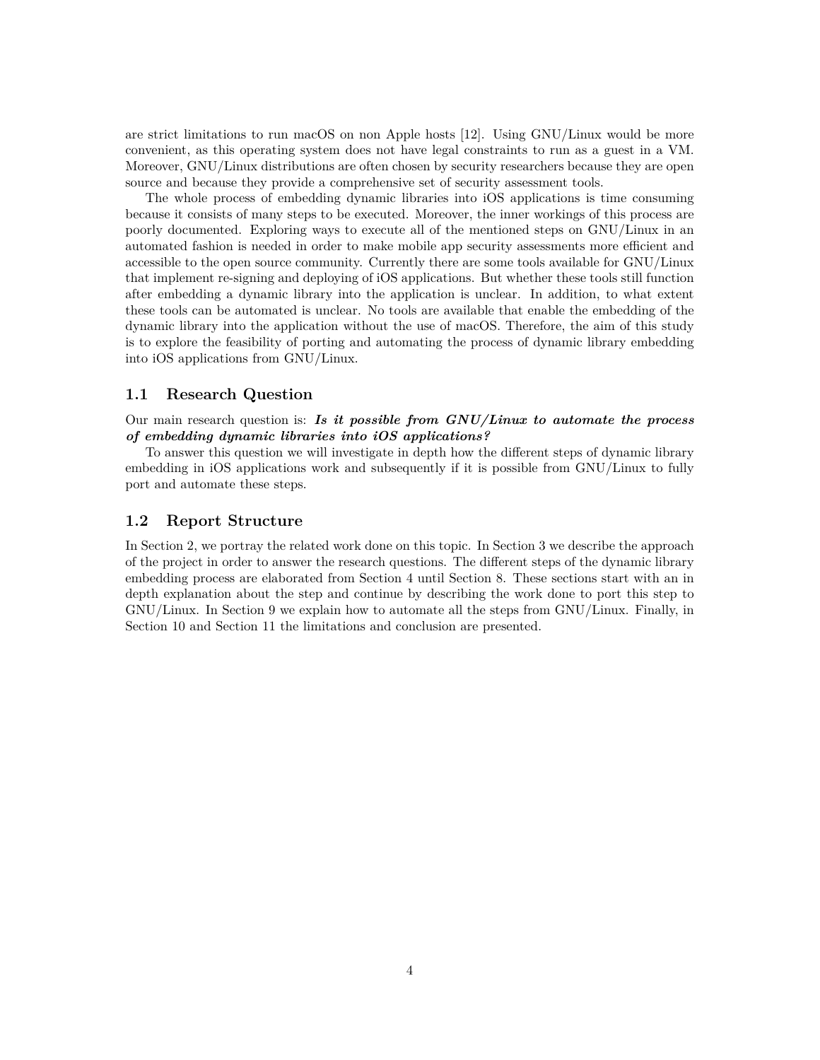are strict limitations to run macOS on non Apple hosts [12]. Using GNU/Linux would be more convenient, as this operating system does not have legal constraints to run as a guest in a VM. Moreover, GNU/Linux distributions are often chosen by security researchers because they are open source and because they provide a comprehensive set of security assessment tools.

The whole process of embedding dynamic libraries into iOS applications is time consuming because it consists of many steps to be executed. Moreover, the inner workings of this process are poorly documented. Exploring ways to execute all of the mentioned steps on GNU/Linux in an automated fashion is needed in order to make mobile app security assessments more efficient and accessible to the open source community. Currently there are some tools available for GNU/Linux that implement re-signing and deploying of iOS applications. But whether these tools still function after embedding a dynamic library into the application is unclear. In addition, to what extent these tools can be automated is unclear. No tools are available that enable the embedding of the dynamic library into the application without the use of macOS. Therefore, the aim of this study is to explore the feasibility of porting and automating the process of dynamic library embedding into iOS applications from GNU/Linux.

## 1.1 Research Question

Our main research question is: ***Is it possible from GNU/Linux to automate the process of embedding dynamic libraries into iOS applications?***

To answer this question we will investigate in depth how the different steps of dynamic library embedding in iOS applications work and subsequently if it is possible from GNU/Linux to fully port and automate these steps.

## 1.2 Report Structure

In Section 2, we portray the related work done on this topic. In Section 3 we describe the approach of the project in order to answer the research questions. The different steps of the dynamic library embedding process are elaborated from Section 4 until Section 8. These sections start with an in depth explanation about the step and continue by describing the work done to port this step to GNU/Linux. In Section 9 we explain how to automate all the steps from GNU/Linux. Finally, in Section 10 and Section 11 the limitations and conclusion are presented.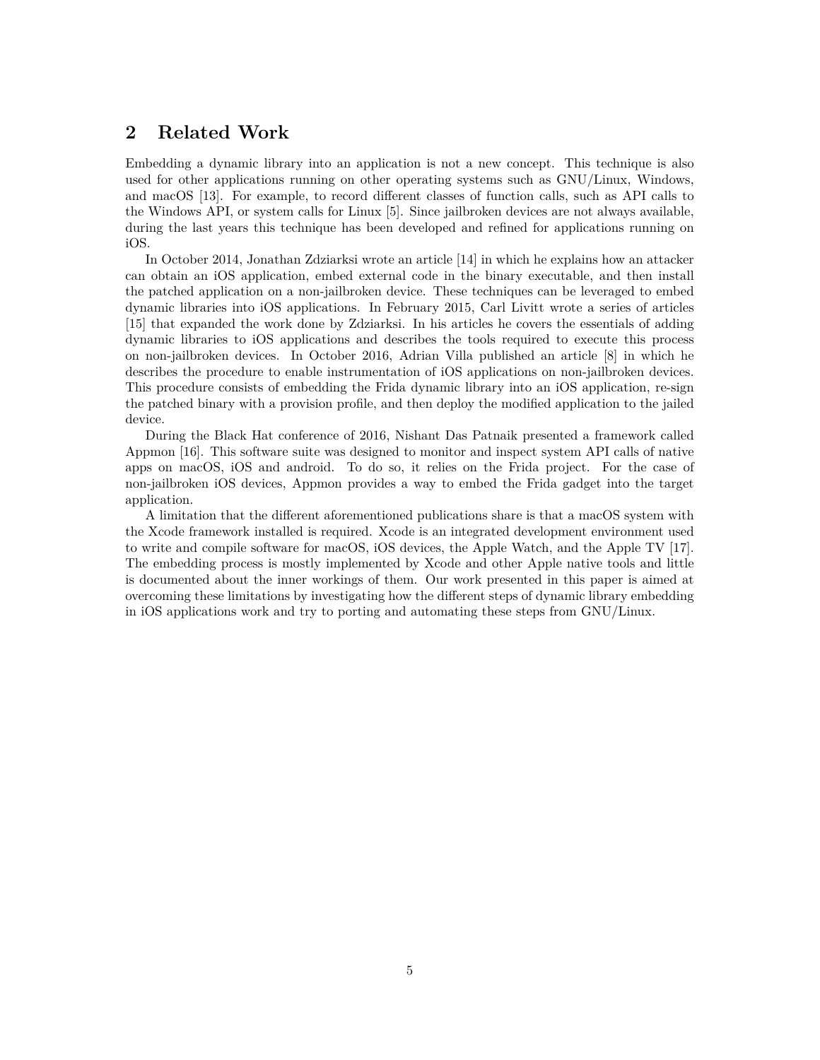## 2 Related Work

Embedding a dynamic library into an application is not a new concept. This technique is also used for other applications running on other operating systems such as GNU/Linux, Windows, and macOS [13]. For example, to record different classes of function calls, such as API calls to the Windows API, or system calls for Linux [5]. Since jailbroken devices are not always available, during the last years this technique has been developed and refined for applications running on iOS.

In October 2014, Jonathan Zdziarksi wrote an article [14] in which he explains how an attacker can obtain an iOS application, embed external code in the binary executable, and then install the patched application on a non-jailbroken device. These techniques can be leveraged to embed dynamic libraries into iOS applications. In February 2015, Carl Livitt wrote a series of articles [15] that expanded the work done by Zdziarksi. In his articles he covers the essentials of adding dynamic libraries to iOS applications and describes the tools required to execute this process on non-jailbroken devices. In October 2016, Adrian Villa published an article [8] in which he describes the procedure to enable instrumentation of iOS applications on non-jailbroken devices. This procedure consists of embedding the Frida dynamic library into an iOS application, re-sign the patched binary with a provision profile, and then deploy the modified application to the jailed device.

During the Black Hat conference of 2016, Nishant Das Patnaik presented a framework called Appmon [16]. This software suite was designed to monitor and inspect system API calls of native apps on macOS, iOS and android. To do so, it relies on the Frida project. For the case of non-jailbroken iOS devices, Appmon provides a way to embed the Frida gadget into the target application.

A limitation that the different aforementioned publications share is that a macOS system with the Xcode framework installed is required. Xcode is an integrated development environment used to write and compile software for macOS, iOS devices, the Apple Watch, and the Apple TV [17]. The embedding process is mostly implemented by Xcode and other Apple native tools and little is documented about the inner workings of them. Our work presented in this paper is aimed at overcoming these limitations by investigating how the different steps of dynamic library embedding in iOS applications work and try to porting and automating these steps from GNU/Linux.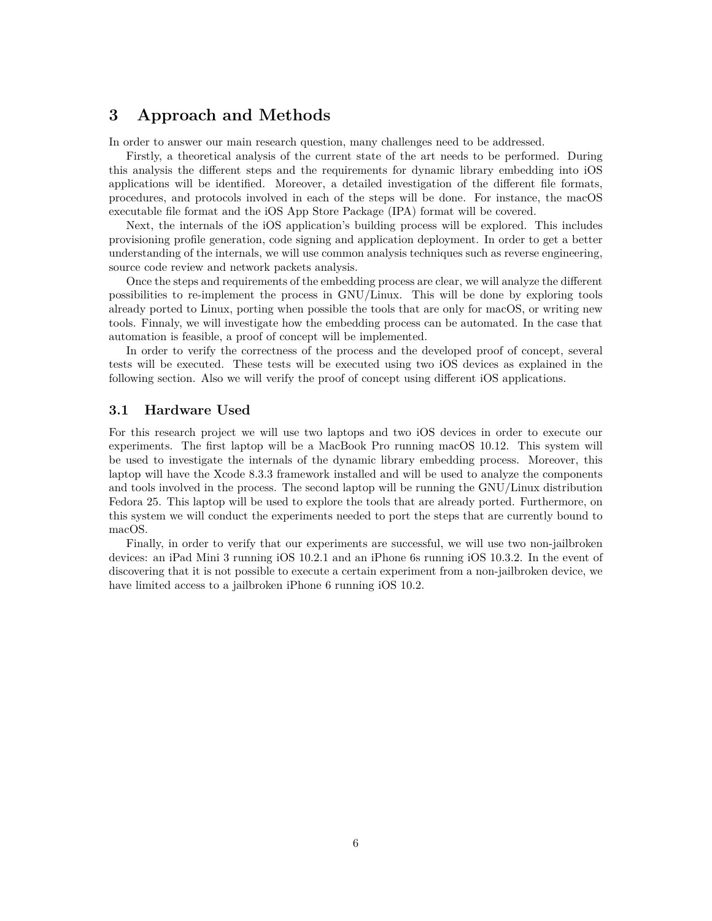# 3 Approach and Methods

In order to answer our main research question, many challenges need to be addressed.

Firstly, a theoretical analysis of the current state of the art needs to be performed. During this analysis the different steps and the requirements for dynamic library embedding into iOS applications will be identified. Moreover, a detailed investigation of the different file formats, procedures, and protocols involved in each of the steps will be done. For instance, the macOS executable file format and the iOS App Store Package (IPA) format will be covered.

Next, the internals of the iOS application's building process will be explored. This includes provisioning profile generation, code signing and application deployment. In order to get a better understanding of the internals, we will use common analysis techniques such as reverse engineering, source code review and network packets analysis.

Once the steps and requirements of the embedding process are clear, we will analyze the different possibilities to re-implement the process in GNU/Linux. This will be done by exploring tools already ported to Linux, porting when possible the tools that are only for macOS, or writing new tools. Finnaly, we will investigate how the embedding process can be automated. In the case that automation is feasible, a proof of concept will be implemented.

In order to verify the correctness of the process and the developed proof of concept, several tests will be executed. These tests will be executed using two iOS devices as explained in the following section. Also we will verify the proof of concept using different iOS applications.

## 3.1 Hardware Used

For this research project we will use two laptops and two iOS devices in order to execute our experiments. The first laptop will be a MacBook Pro running macOS 10.12. This system will be used to investigate the internals of the dynamic library embedding process. Moreover, this laptop will have the Xcode 8.3.3 framework installed and will be used to analyze the components and tools involved in the process. The second laptop will be running the GNU/Linux distribution Fedora 25. This laptop will be used to explore the tools that are already ported. Furthermore, on this system we will conduct the experiments needed to port the steps that are currently bound to macOS.

Finally, in order to verify that our experiments are successful, we will use two non-jailbroken devices: an iPad Mini 3 running iOS 10.2.1 and an iPhone 6s running iOS 10.3.2. In the event of discovering that it is not possible to execute a certain experiment from a non-jailbroken device, we have limited access to a jailbroken iPhone 6 running iOS 10.2.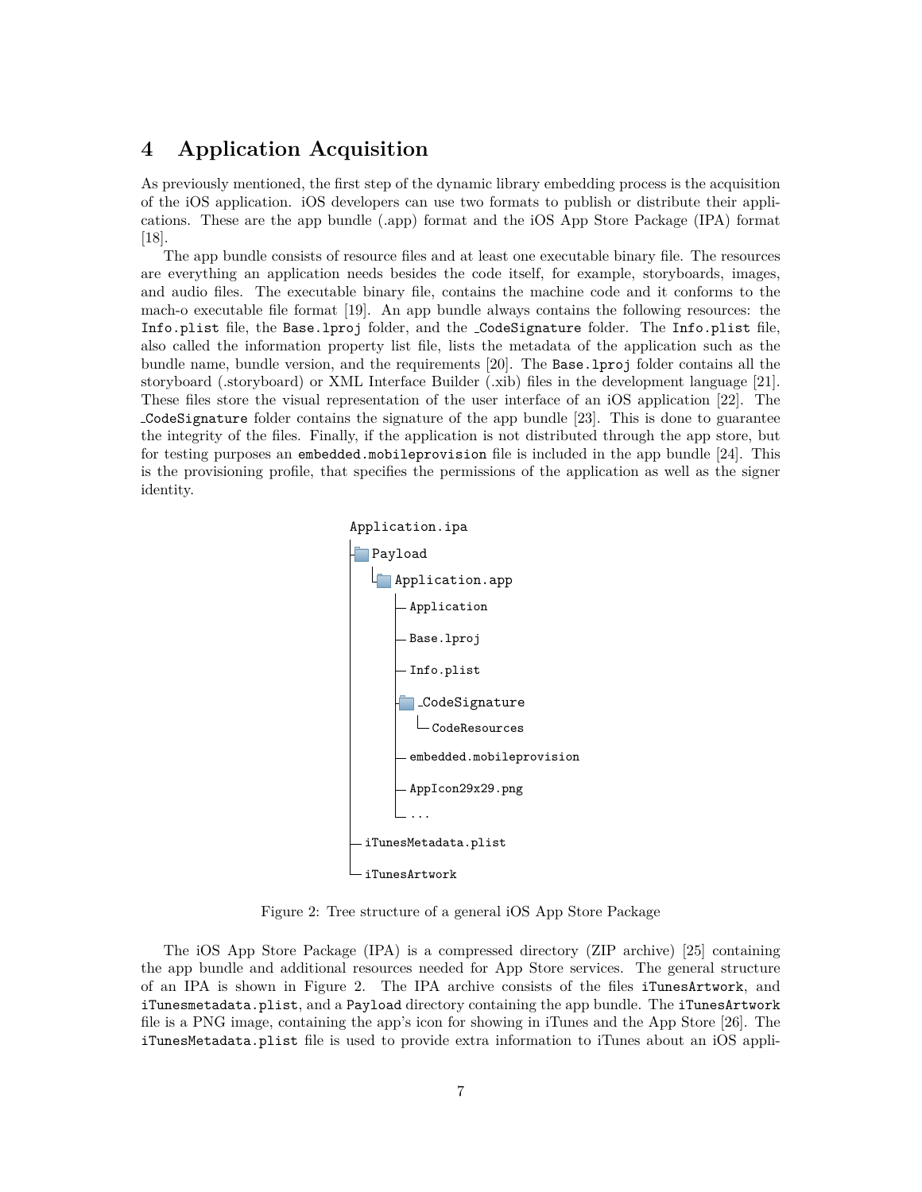# 4 Application Acquisition

As previously mentioned, the first step of the dynamic library embedding process is the acquisition of the iOS application. iOS developers can use two formats to publish or distribute their applications. These are the app bundle (.app) format and the iOS App Store Package (IPA) format [18].

The app bundle consists of resource files and at least one executable binary file. The resources are everything an application needs besides the code itself, for example, storyboards, images, and audio files. The executable binary file, contains the machine code and it conforms to the mach-o executable file format [19]. An app bundle always contains the following resources: the `Info.plist` file, the `Base.lproj` folder, and the `_CodeSignature` folder. The `Info.plist` file, also called the information property list file, lists the metadata of the application such as the bundle name, bundle version, and the requirements [20]. The `Base.lproj` folder contains all the storyboard (.storyboard) or XML Interface Builder (.xib) files in the development language [21]. These files store the visual representation of the user interface of an iOS application [22]. The `_CodeSignature` folder contains the signature of the app bundle [23]. This is done to guarantee the integrity of the files. Finally, if the application is not distributed through the app store, but for testing purposes an `embedded.mobileprovision` file is included in the app bundle [24]. This is the provisioning profile, that specifies the permissions of the application as well as the signer identity.

```
Application.ipa
├── Payload
│   └── Application.app
│       ├── Application
│       ├── Base.lproj
│       ├── Info.plist
│       ├── _CodeSignature
│       │   └── CodeResources
│       ├── embedded.mobileprovision
│       ├── AppIcon29x29.png
│       └── ...
├── iTunesMetadata.plist
└── iTunesArtwork
```

Figure 2: Tree structure of a general iOS App Store Package

The iOS App Store Package (IPA) is a compressed directory (ZIP archive) [25] containing the app bundle and additional resources needed for App Store services. The general structure of an IPA is shown in Figure 2. The IPA archive consists of the files `iTunesArtwork`, and `iTunesmetadata.plist`, and a `Payload` directory containing the app bundle. The `iTunesArtwork` file is a PNG image, containing the app's icon for showing in iTunes and the App Store [26]. The `iTunesMetadata.plist` file is used to provide extra information to iTunes about an iOS appli-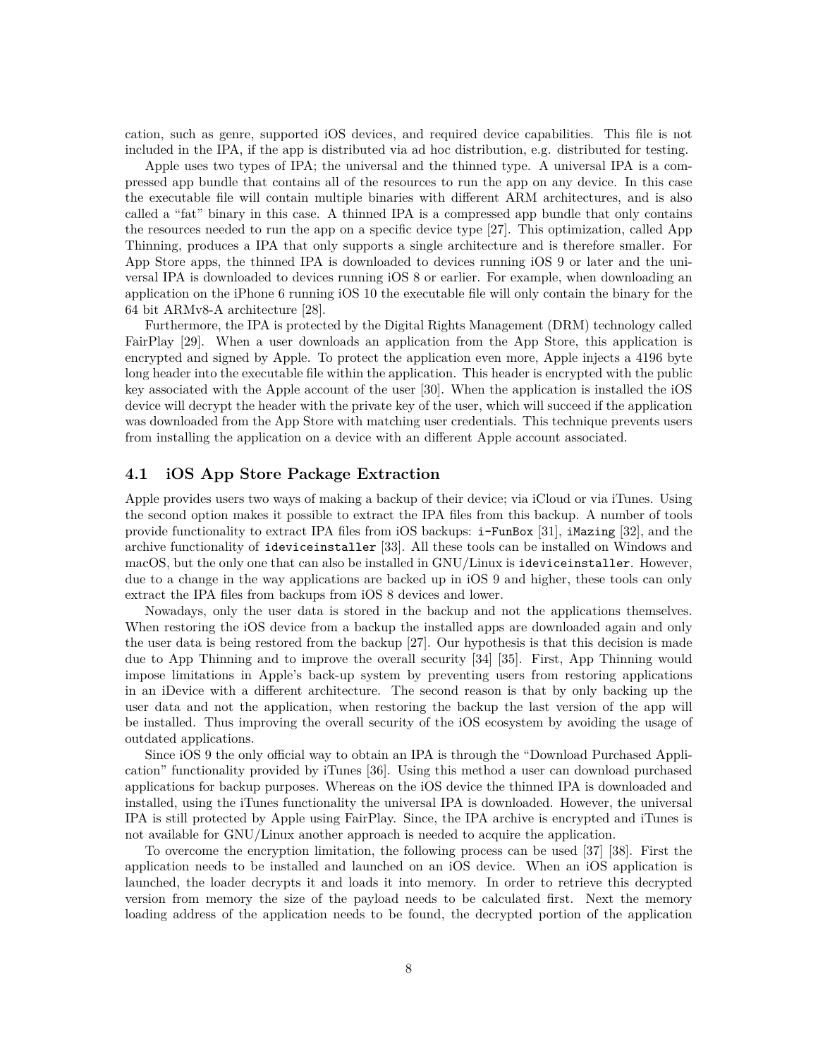cation, such as genre, supported iOS devices, and required device capabilities. This file is not included in the IPA, if the app is distributed via ad hoc distribution, e.g. distributed for testing.

Apple uses two types of IPA; the universal and the thinned type. A universal IPA is a compressed app bundle that contains all of the resources to run the app on any device. In this case the executable file will contain multiple binaries with different ARM architectures, and is also called a "fat" binary in this case. A thinned IPA is a compressed app bundle that only contains the resources needed to run the app on a specific device type [27]. This optimization, called App Thinning, produces a IPA that only supports a single architecture and is therefore smaller. For App Store apps, the thinned IPA is downloaded to devices running iOS 9 or later and the universal IPA is downloaded to devices running iOS 8 or earlier. For example, when downloading an application on the iPhone 6 running iOS 10 the executable file will only contain the binary for the 64 bit ARMv8-A architecture [28].

Furthermore, the IPA is protected by the Digital Rights Management (DRM) technology called FairPlay [29]. When a user downloads an application from the App Store, this application is encrypted and signed by Apple. To protect the application even more, Apple injects a 4196 byte long header into the executable file within the application. This header is encrypted with the public key associated with the Apple account of the user [30]. When the application is installed the iOS device will decrypt the header with the private key of the user, which will succeed if the application was downloaded from the App Store with matching user credentials. This technique prevents users from installing the application on a device with an different Apple account associated.

## 4.1 iOS App Store Package Extraction

Apple provides users two ways of making a backup of their device; via iCloud or via iTunes. Using the second option makes it possible to extract the IPA files from this backup. A number of tools provide functionality to extract IPA files from iOS backups: `i-FunBox` [31], `iMazing` [32], and the archive functionality of `ideviceinstaller` [33]. All these tools can be installed on Windows and macOS, but the only one that can also be installed in GNU/Linux is `ideviceinstaller`. However, due to a change in the way applications are backed up in iOS 9 and higher, these tools can only extract the IPA files from backups from iOS 8 devices and lower.

Nowadays, only the user data is stored in the backup and not the applications themselves. When restoring the iOS device from a backup the installed apps are downloaded again and only the user data is being restored from the backup [27]. Our hypothesis is that this decision is made due to App Thinning and to improve the overall security [34] [35]. First, App Thinning would impose limitations in Apple's back-up system by preventing users from restoring applications in an iDevice with a different architecture. The second reason is that by only backing up the user data and not the application, when restoring the backup the last version of the app will be installed. Thus improving the overall security of the iOS ecosystem by avoiding the usage of outdated applications.

Since iOS 9 the only official way to obtain an IPA is through the "Download Purchased Application" functionality provided by iTunes [36]. Using this method a user can download purchased applications for backup purposes. Whereas on the iOS device the thinned IPA is downloaded and installed, using the iTunes functionality the universal IPA is downloaded. However, the universal IPA is still protected by Apple using FairPlay. Since, the IPA archive is encrypted and iTunes is not available for GNU/Linux another approach is needed to acquire the application.

To overcome the encryption limitation, the following process can be used [37] [38]. First the application needs to be installed and launched on an iOS device. When an iOS application is launched, the loader decrypts it and loads it into memory. In order to retrieve this decrypted version from memory the size of the payload needs to be calculated first. Next the memory loading address of the application needs to be found, the decrypted portion of the application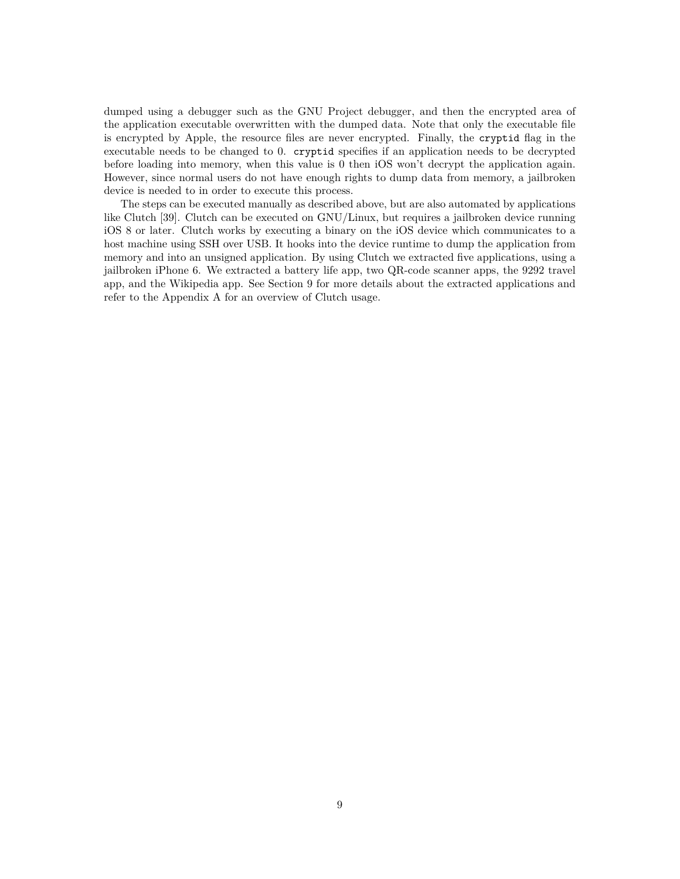dumped using a debugger such as the GNU Project debugger, and then the encrypted area of the application executable overwritten with the dumped data. Note that only the executable file is encrypted by Apple, the resource files are never encrypted. Finally, the `cryptid` flag in the executable needs to be changed to 0. `cryptid` specifies if an application needs to be decrypted before loading into memory, when this value is 0 then iOS won't decrypt the application again. However, since normal users do not have enough rights to dump data from memory, a jailbroken device is needed to in order to execute this process.

The steps can be executed manually as described above, but are also automated by applications like Clutch [39]. Clutch can be executed on GNU/Linux, but requires a jailbroken device running iOS 8 or later. Clutch works by executing a binary on the iOS device which communicates to a host machine using SSH over USB. It hooks into the device runtime to dump the application from memory and into an unsigned application. By using Clutch we extracted five applications, using a jailbroken iPhone 6. We extracted a battery life app, two QR-code scanner apps, the 9292 travel app, and the Wikipedia app. See Section 9 for more details about the extracted applications and refer to the Appendix A for an overview of Clutch usage.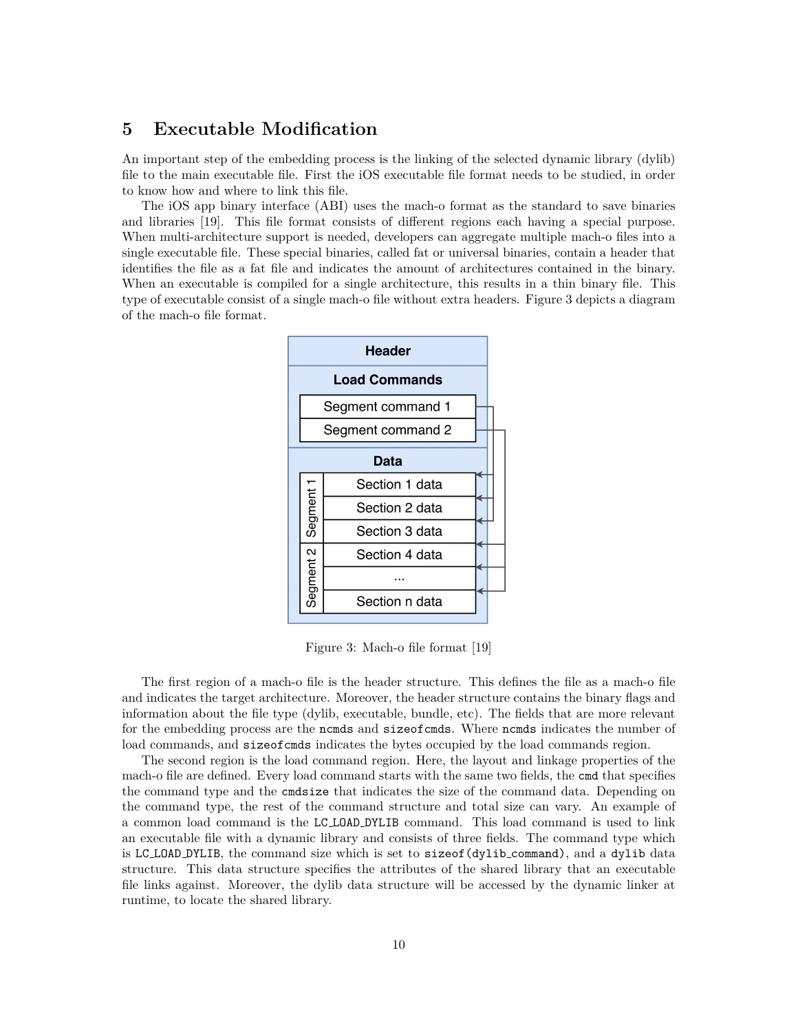## 5 Executable Modification

An important step of the embedding process is the linking of the selected dynamic library (dylib) file to the main executable file. First the iOS executable file format needs to be studied, in order to know how and where to link this file.

The iOS app binary interface (ABI) uses the mach-o format as the standard to save binaries and libraries [19]. This file format consists of different regions each having a special purpose. When multi-architecture support is needed, developers can aggregate multiple mach-o files into a single executable file. These special binaries, called fat or universal binaries, contain a header that identifies the file as a fat file and indicates the amount of architectures contained in the binary. When an executable is compiled for a single architecture, this results in a thin binary file. This type of executable consist of a single mach-o file without extra headers. Figure 3 depicts a diagram of the mach-o file format.

Figure 3: Mach-o file format [19]

The first region of a mach-o file is the header structure. This defines the file as a mach-o file and indicates the target architecture. Moreover, the header structure contains the binary flags and information about the file type (dylib, executable, bundle, etc). The fields that are more relevant for the embedding process are the `ncmds` and `sizeofcmds`. Where `ncmds` indicates the number of load commands, and `sizeofcmds` indicates the bytes occupied by the load commands region.

The second region is the load command region. Here, the layout and linkage properties of the mach-o file are defined. Every load command starts with the same two fields, the `cmd` that specifies the command type and the `cmdsize` that indicates the size of the command data. Depending on the command type, the rest of the command structure and total size can vary. An example of a common load command is the `LC_LOAD_DYLIB` command. This load command is used to link an executable file with a dynamic library and consists of three fields. The command type which is `LC_LOAD_DYLIB`, the command size which is set to `sizeof(dylib_command)`, and a `dylib` data structure. This data structure specifies the attributes of the shared library that an executable file links against. Moreover, the dylib data structure will be accessed by the dynamic linker at runtime, to locate the shared library.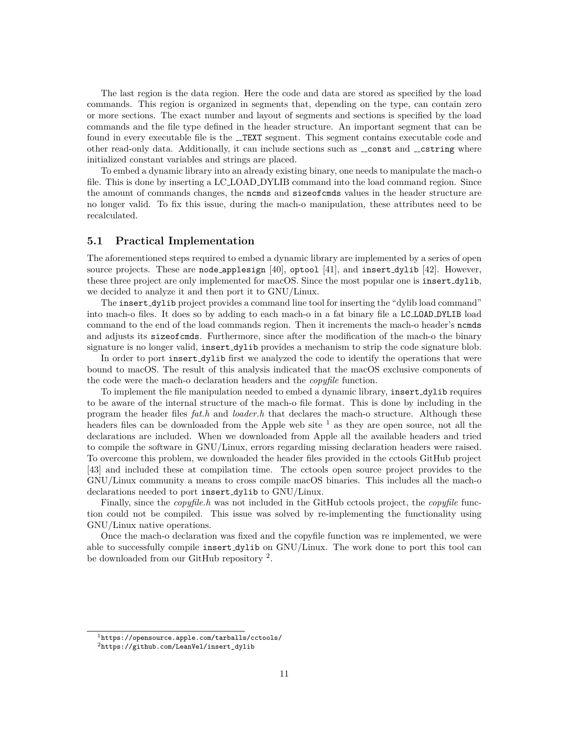The last region is the data region. Here the code and data are stored as specified by the load commands. This region is organized in segments that, depending on the type, can contain zero or more sections. The exact number and layout of segments and sections is specified by the load commands and the file type defined in the header structure. An important segment that can be found in every executable file is the `__TEXT` segment. This segment contains executable code and other read-only data. Additionally, it can include sections such as `__const` and `__cstring` where initialized constant variables and strings are placed.

To embed a dynamic library into an already existing binary, one needs to manipulate the mach-o file. This is done by inserting a LC_LOAD_DYLIB command into the load command region. Since the amount of commands changes, the `ncmds` and `sizeofcmds` values in the header structure are no longer valid. To fix this issue, during the mach-o manipulation, these attributes need to be recalculated.

## 5.1 Practical Implementation

The aforementioned steps required to embed a dynamic library are implemented by a series of open source projects. These are `node_applesign` [40], `optool` [41], and `insert_dylib` [42]. However, these three project are only implemented for macOS. Since the most popular one is `insert_dylib`, we decided to analyze it and then port it to GNU/Linux.

The `insert_dylib` project provides a command line tool for inserting the "dylib load command" into mach-o files. It does so by adding to each mach-o in a fat binary file a `LC_LOAD_DYLIB` load command to the end of the load commands region. Then it increments the mach-o header's `ncmds` and adjusts its `sizeofcmds`. Furthermore, since after the modification of the mach-o the binary signature is no longer valid, `insert_dylib` provides a mechanism to strip the code signature blob.

In order to port `insert_dylib` first we analyzed the code to identify the operations that were bound to macOS. The result of this analysis indicated that the macOS exclusive components of the code were the mach-o declaration headers and the *copyfile* function.

To implement the file manipulation needed to embed a dynamic library, `insert_dylib` requires to be aware of the internal structure of the mach-o file format. This is done by including in the program the header files *fat.h* and *loader.h* that declares the mach-o structure. Although these headers files can be downloaded from the Apple web site [1] as they are open source, not all the declarations are included. When we downloaded from Apple all the available headers and tried to compile the software in GNU/Linux, errors regarding missing declaration headers were raised. To overcome this problem, we downloaded the header files provided in the cctools GitHub project [43] and included these at compilation time. The cctools open source project provides to the GNU/Linux community a means to cross compile macOS binaries. This includes all the mach-o declarations needed to port `insert_dylib` to GNU/Linux.

Finally, since the *copyfile.h* was not included in the GitHub cctools project, the *copyfile* function could not be compiled. This issue was solved by re-implementing the functionality using GNU/Linux native operations.

Once the mach-o declaration was fixed and the copyfile function was re implemented, we were able to successfully compile `insert_dylib` on GNU/Linux. The work done to port this tool can be downloaded from our GitHub repository [2].

---

[1] `https://opensource.apple.com/tarballs/cctools/`

[2] `https://github.com/LeanVel/insert_dylib`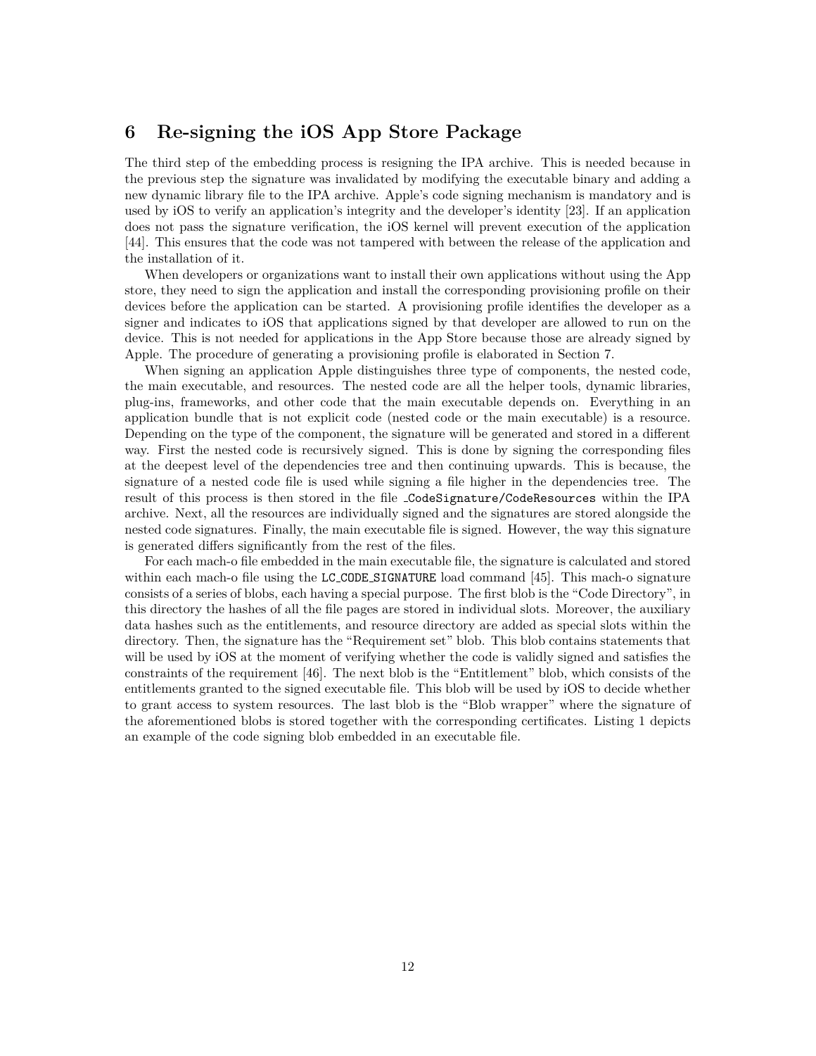## 6 Re-signing the iOS App Store Package

The third step of the embedding process is resigning the IPA archive. This is needed because in the previous step the signature was invalidated by modifying the executable binary and adding a new dynamic library file to the IPA archive. Apple's code signing mechanism is mandatory and is used by iOS to verify an application's integrity and the developer's identity [23]. If an application does not pass the signature verification, the iOS kernel will prevent execution of the application [44]. This ensures that the code was not tampered with between the release of the application and the installation of it.

When developers or organizations want to install their own applications without using the App store, they need to sign the application and install the corresponding provisioning profile on their devices before the application can be started. A provisioning profile identifies the developer as a signer and indicates to iOS that applications signed by that developer are allowed to run on the device. This is not needed for applications in the App Store because those are already signed by Apple. The procedure of generating a provisioning profile is elaborated in Section 7.

When signing an application Apple distinguishes three type of components, the nested code, the main executable, and resources. The nested code are all the helper tools, dynamic libraries, plug-ins, frameworks, and other code that the main executable depends on. Everything in an application bundle that is not explicit code (nested code or the main executable) is a resource. Depending on the type of the component, the signature will be generated and stored in a different way. First the nested code is recursively signed. This is done by signing the corresponding files at the deepest level of the dependencies tree and then continuing upwards. This is because, the signature of a nested code file is used while signing a file higher in the dependencies tree. The result of this process is then stored in the file `_CodeSignature/CodeResources` within the IPA archive. Next, all the resources are individually signed and the signatures are stored alongside the nested code signatures. Finally, the main executable file is signed. However, the way this signature is generated differs significantly from the rest of the files.

For each mach-o file embedded in the main executable file, the signature is calculated and stored within each mach-o file using the `LC_CODE_SIGNATURE` load command [45]. This mach-o signature consists of a series of blobs, each having a special purpose. The first blob is the "Code Directory", in this directory the hashes of all the file pages are stored in individual slots. Moreover, the auxiliary data hashes such as the entitlements, and resource directory are added as special slots within the directory. Then, the signature has the "Requirement set" blob. This blob contains statements that will be used by iOS at the moment of verifying whether the code is validly signed and satisfies the constraints of the requirement [46]. The next blob is the "Entitlement" blob, which consists of the entitlements granted to the signed executable file. This blob will be used by iOS to decide whether to grant access to system resources. The last blob is the "Blob wrapper" where the signature of the aforementioned blobs is stored together with the corresponding certificates. Listing 1 depicts an example of the code signing blob embedded in an executable file.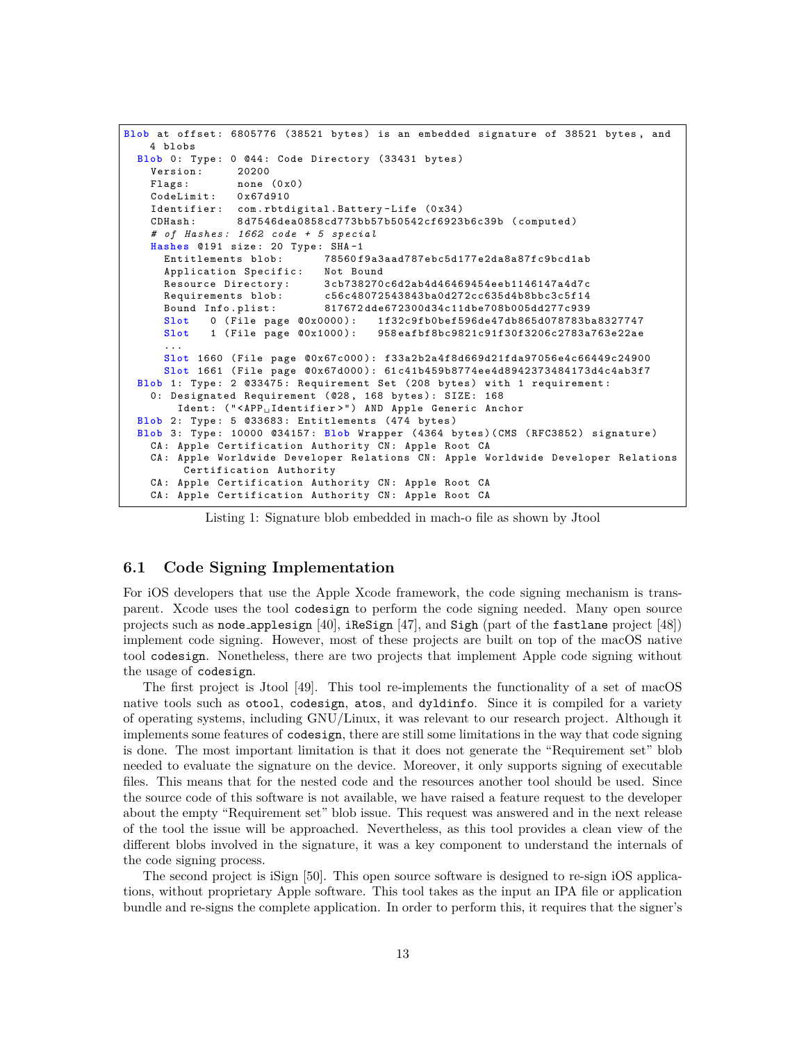```
Blob at offset: 6805776 (38521 bytes) is an embedded signature of 38521 bytes, and
    4 blobs
  Blob 0: Type: 0 @44: Code Directory (33431 bytes)
    Version:      20200
    Flags:        none (0x0)
    CodeLimit:    0x67d910
    Identifier:   com.rbtdigital.Battery-Life (0x34)
    CDHash:       8d7546dea0858cd773bb57b50542cf6923b6c39b (computed)
    # of Hashes: 1662 code + 5 special
    Hashes @191 size: 20 Type: SHA-1
      Entitlements blob:      78560f9a3aad787ebc5d177e2da8a87fc9bcd1ab
      Application Specific:   Not Bound
      Resource Directory:     3cb738270c6d2ab4d46469454eeb1146147a4d7c
      Requirements blob:      c56c48072543843ba0d272cc635d4b8bbc3c5f14
      Bound Info.plist:       817672dde672300d34c11dbe708b005dd277c939
      Slot   0 (File page @0x0000):   1f32c9fb0bef596de47db865d078783ba8327747
      Slot   1 (File page @0x1000):   958eafbf8bc9821c91f30f3206c2783a763e22ae
      ...
      Slot 1660 (File page @0x67c000): f33a2b2a4f8d669d21fda97056e4c66449c24900
      Slot 1661 (File page @0x67d000): 61c41b459b8774ee4d8942373484173d4c4ab3f7
  Blob 1: Type: 2 @33475: Requirement Set (208 bytes) with 1 requirement:
    0: Designated Requirement (@28, 168 bytes): SIZE: 168
        Ident: ("<APP Identifier>") AND Apple Generic Anchor
  Blob 2: Type: 5 @33683: Entitlements (474 bytes)
  Blob 3: Type: 10000 @34157: Blob Wrapper (4364 bytes)(CMS (RFC3852) signature)
    CA: Apple Certification Authority CN: Apple Root CA
    CA: Apple Worldwide Developer Relations CN: Apple Worldwide Developer Relations
         Certification Authority
    CA: Apple Certification Authority CN: Apple Root CA
    CA: Apple Certification Authority CN: Apple Root CA
```

Listing 1: Signature blob embedded in mach-o file as shown by Jtool

### 6.1 Code Signing Implementation

For iOS developers that use the Apple Xcode framework, the code signing mechanism is transparent. Xcode uses the tool `codesign` to perform the code signing needed. Many open source projects such as `node_applesign` [40], `iReSign` [47], and `Sigh` (part of the `fastlane` project [48]) implement code signing. However, most of these projects are built on top of the macOS native tool `codesign`. Nonetheless, there are two projects that implement Apple code signing without the usage of `codesign`.

The first project is Jtool [49]. This tool re-implements the functionality of a set of macOS native tools such as `otool`, `codesign`, `atos`, and `dyldinfo`. Since it is compiled for a variety of operating systems, including GNU/Linux, it was relevant to our research project. Although it implements some features of `codesign`, there are still some limitations in the way that code signing is done. The most important limitation is that it does not generate the "Requirement set" blob needed to evaluate the signature on the device. Moreover, it only supports signing of executable files. This means that for the nested code and the resources another tool should be used. Since the source code of this software is not available, we have raised a feature request to the developer about the empty "Requirement set" blob issue. This request was answered and in the next release of the tool the issue will be approached. Nevertheless, as this tool provides a clean view of the different blobs involved in the signature, it was a key component to understand the internals of the code signing process.

The second project is iSign [50]. This open source software is designed to re-sign iOS applications, without proprietary Apple software. This tool takes as the input an IPA file or application bundle and re-signs the complete application. In order to perform this, it requires that the signer's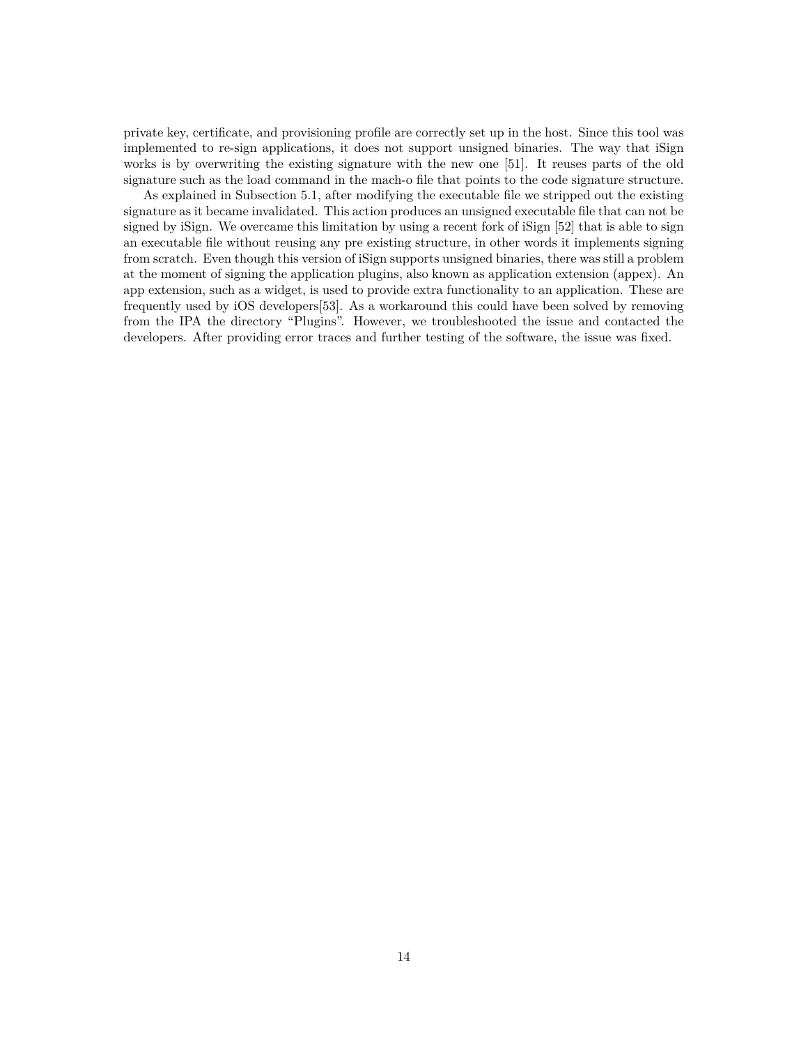private key, certificate, and provisioning profile are correctly set up in the host. Since this tool was implemented to re-sign applications, it does not support unsigned binaries. The way that iSign works is by overwriting the existing signature with the new one [51]. It reuses parts of the old signature such as the load command in the mach-o file that points to the code signature structure.

As explained in Subsection 5.1, after modifying the executable file we stripped out the existing signature as it became invalidated. This action produces an unsigned executable file that can not be signed by iSign. We overcame this limitation by using a recent fork of iSign [52] that is able to sign an executable file without reusing any pre existing structure, in other words it implements signing from scratch. Even though this version of iSign supports unsigned binaries, there was still a problem at the moment of signing the application plugins, also known as application extension (appex). An app extension, such as a widget, is used to provide extra functionality to an application. These are frequently used by iOS developers[53]. As a workaround this could have been solved by removing from the IPA the directory "Plugins". However, we troubleshooted the issue and contacted the developers. After providing error traces and further testing of the software, the issue was fixed.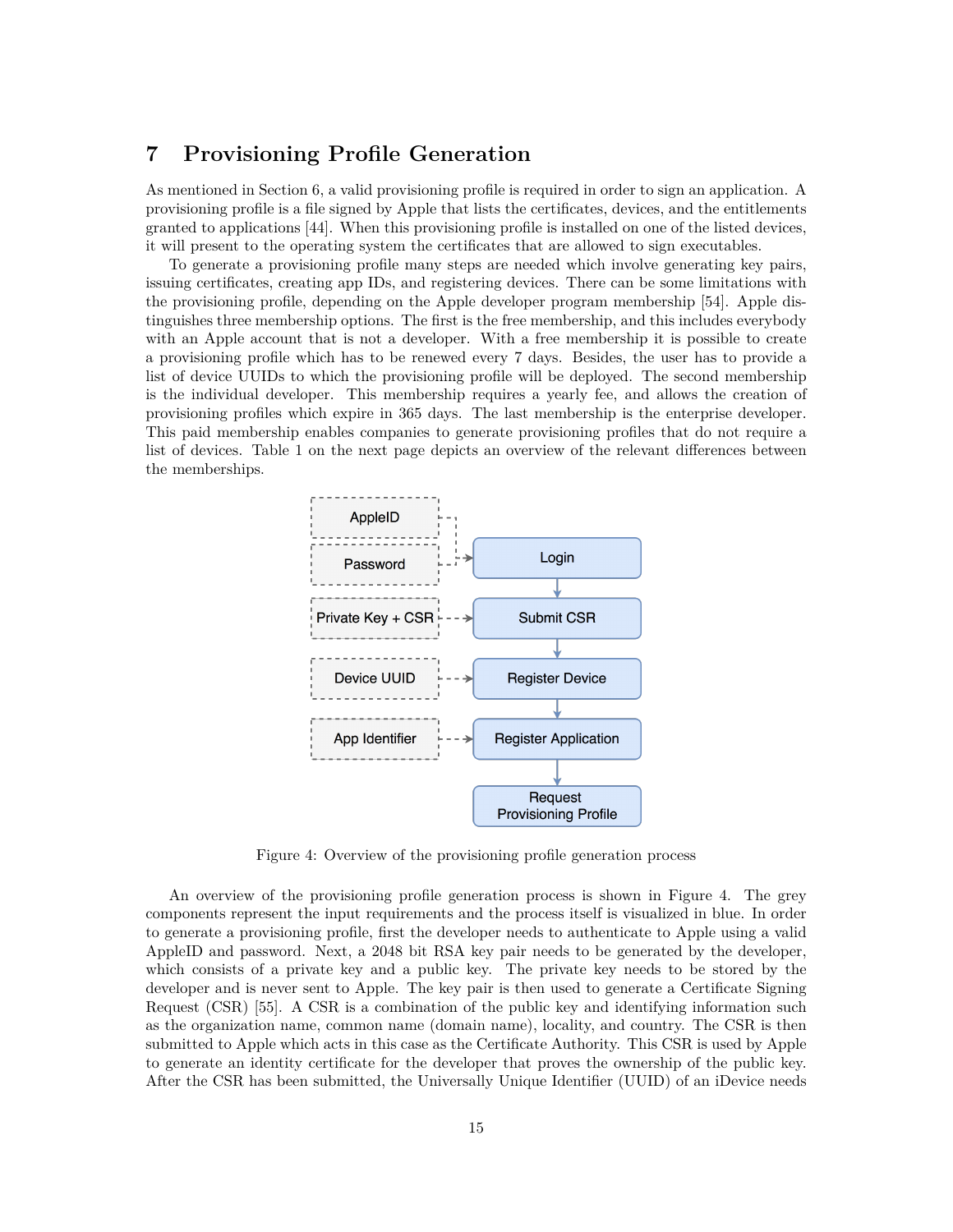# 7 Provisioning Profile Generation

As mentioned in Section 6, a valid provisioning profile is required in order to sign an application. A provisioning profile is a file signed by Apple that lists the certificates, devices, and the entitlements granted to applications [44]. When this provisioning profile is installed on one of the listed devices, it will present to the operating system the certificates that are allowed to sign executables.

To generate a provisioning profile many steps are needed which involve generating key pairs, issuing certificates, creating app IDs, and registering devices. There can be some limitations with the provisioning profile, depending on the Apple developer program membership [54]. Apple distinguishes three membership options. The first is the free membership, and this includes everybody with an Apple account that is not a developer. With a free membership it is possible to create a provisioning profile which has to be renewed every 7 days. Besides, the user has to provide a list of device UUIDs to which the provisioning profile will be deployed. The second membership is the individual developer. This membership requires a yearly fee, and allows the creation of provisioning profiles which expire in 365 days. The last membership is the enterprise developer. This paid membership enables companies to generate provisioning profiles that do not require a list of devices. Table 1 on the next page depicts an overview of the relevant differences between the memberships.

Figure 4: Overview of the provisioning profile generation process

An overview of the provisioning profile generation process is shown in Figure 4. The grey components represent the input requirements and the process itself is visualized in blue. In order to generate a provisioning profile, first the developer needs to authenticate to Apple using a valid AppleID and password. Next, a 2048 bit RSA key pair needs to be generated by the developer, which consists of a private key and a public key. The private key needs to be stored by the developer and is never sent to Apple. The key pair is then used to generate a Certificate Signing Request (CSR) [55]. A CSR is a combination of the public key and identifying information such as the organization name, common name (domain name), locality, and country. The CSR is then submitted to Apple which acts in this case as the Certificate Authority. This CSR is used by Apple to generate an identity certificate for the developer that proves the ownership of the public key. After the CSR has been submitted, the Universally Unique Identifier (UUID) of an iDevice needs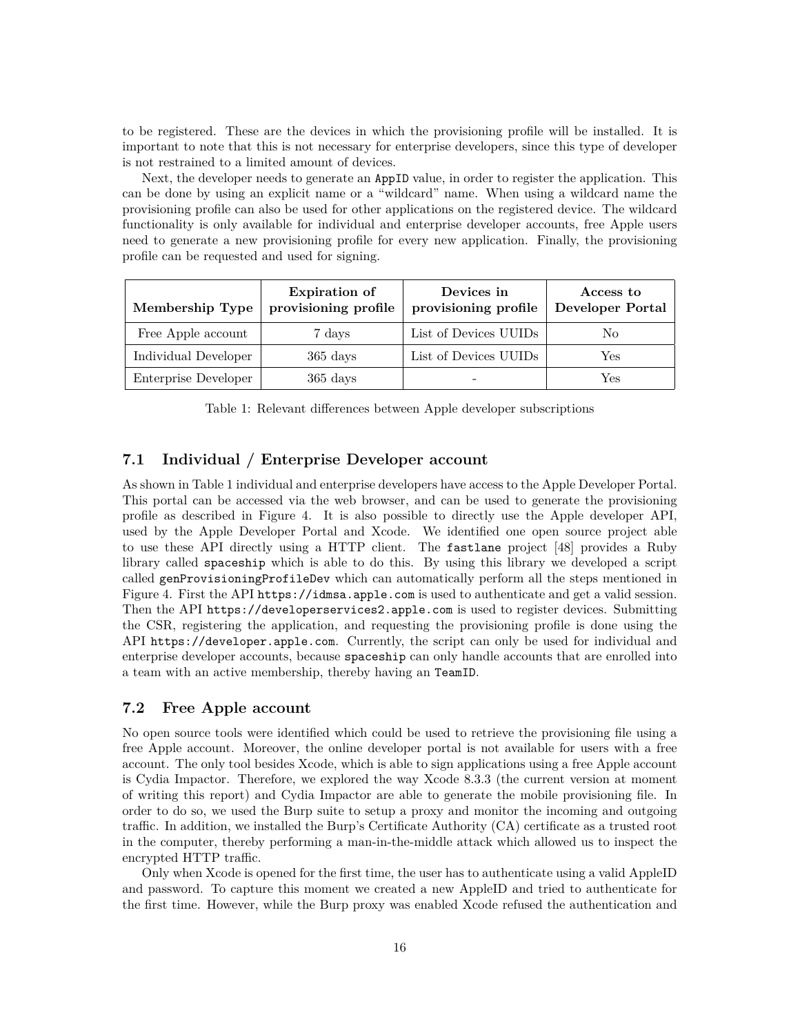to be registered. These are the devices in which the provisioning profile will be installed. It is important to note that this is not necessary for enterprise developers, since this type of developer is not restrained to a limited amount of devices.

Next, the developer needs to generate an `AppID` value, in order to register the application. This can be done by using an explicit name or a "wildcard" name. When using a wildcard name the provisioning profile can also be used for other applications on the registered device. The wildcard functionality is only available for individual and enterprise developer accounts, free Apple users need to generate a new provisioning profile for every new application. Finally, the provisioning profile can be requested and used for signing.

| **Membership Type** | **Expiration of provisioning profile** | **Devices in provisioning profile** | **Access to Developer Portal** |
|---|---|---|---|
| Free Apple account | 7 days | List of Devices UUIDs | No |
| Individual Developer | 365 days | List of Devices UUIDs | Yes |
| Enterprise Developer | 365 days | - | Yes |

Table 1: Relevant differences between Apple developer subscriptions

## 7.1 Individual / Enterprise Developer account

As shown in Table 1 individual and enterprise developers have access to the Apple Developer Portal. This portal can be accessed via the web browser, and can be used to generate the provisioning profile as described in Figure 4. It is also possible to directly use the Apple developer API, used by the Apple Developer Portal and Xcode. We identified one open source project able to use these API directly using a HTTP client. The `fastlane` project [48] provides a Ruby library called `spaceship` which is able to do this. By using this library we developed a script called `genProvisioningProfileDev` which can automatically perform all the steps mentioned in Figure 4. First the API `https://idmsa.apple.com` is used to authenticate and get a valid session. Then the API `https://developerservices2.apple.com` is used to register devices. Submitting the CSR, registering the application, and requesting the provisioning profile is done using the API `https://developer.apple.com`. Currently, the script can only be used for individual and enterprise developer accounts, because `spaceship` can only handle accounts that are enrolled into a team with an active membership, thereby having an `TeamID`.

## 7.2 Free Apple account

No open source tools were identified which could be used to retrieve the provisioning file using a free Apple account. Moreover, the online developer portal is not available for users with a free account. The only tool besides Xcode, which is able to sign applications using a free Apple account is Cydia Impactor. Therefore, we explored the way Xcode 8.3.3 (the current version at moment of writing this report) and Cydia Impactor are able to generate the mobile provisioning file. In order to do so, we used the Burp suite to setup a proxy and monitor the incoming and outgoing traffic. In addition, we installed the Burp's Certificate Authority (CA) certificate as a trusted root in the computer, thereby performing a man-in-the-middle attack which allowed us to inspect the encrypted HTTP traffic.

Only when Xcode is opened for the first time, the user has to authenticate using a valid AppleID and password. To capture this moment we created a new AppleID and tried to authenticate for the first time. However, while the Burp proxy was enabled Xcode refused the authentication and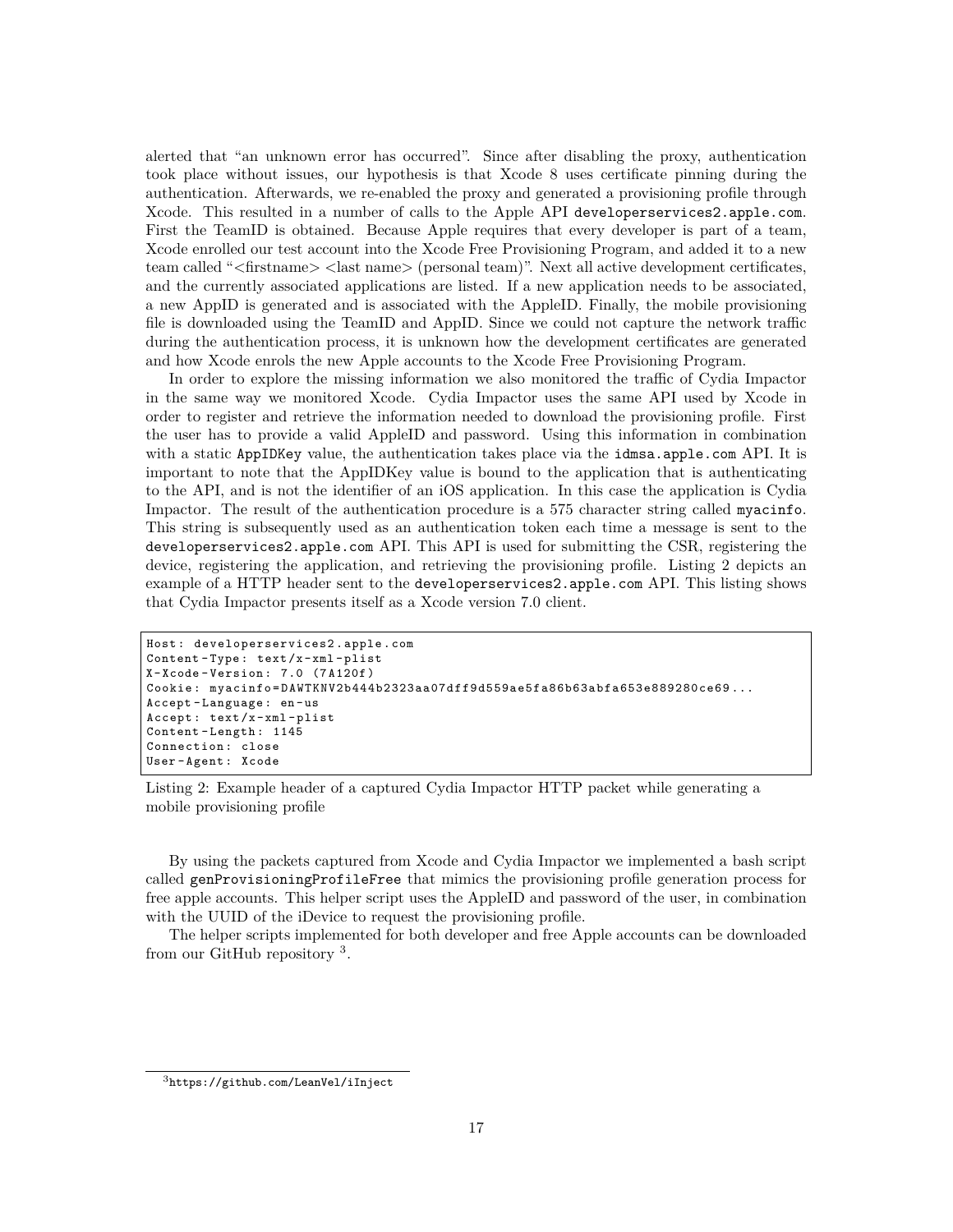alerted that "an unknown error has occurred". Since after disabling the proxy, authentication took place without issues, our hypothesis is that Xcode 8 uses certificate pinning during the authentication. Afterwards, we re-enabled the proxy and generated a provisioning profile through Xcode. This resulted in a number of calls to the Apple API `developerservices2.apple.com`. First the TeamID is obtained. Because Apple requires that every developer is part of a team, Xcode enrolled our test account into the Xcode Free Provisioning Program, and added it to a new team called "<firstname> <last name> (personal team)". Next all active development certificates, and the currently associated applications are listed. If a new application needs to be associated, a new AppID is generated and is associated with the AppleID. Finally, the mobile provisioning file is downloaded using the TeamID and AppID. Since we could not capture the network traffic during the authentication process, it is unknown how the development certificates are generated and how Xcode enrols the new Apple accounts to the Xcode Free Provisioning Program.

In order to explore the missing information we also monitored the traffic of Cydia Impactor in the same way we monitored Xcode. Cydia Impactor uses the same API used by Xcode in order to register and retrieve the information needed to download the provisioning profile. First the user has to provide a valid AppleID and password. Using this information in combination with a static `AppIDKey` value, the authentication takes place via the `idmsa.apple.com` API. It is important to note that the AppIDKey value is bound to the application that is authenticating to the API, and is not the identifier of an iOS application. In this case the application is Cydia Impactor. The result of the authentication procedure is a 575 character string called `myacinfo`. This string is subsequently used as an authentication token each time a message is sent to the `developerservices2.apple.com` API. This API is used for submitting the CSR, registering the device, registering the application, and retrieving the provisioning profile. Listing 2 depicts an example of a HTTP header sent to the `developerservices2.apple.com` API. This listing shows that Cydia Impactor presents itself as a Xcode version 7.0 client.

```
Host: developerservices2.apple.com
Content-Type: text/x-xml-plist
X-Xcode-Version: 7.0 (7A120f)
Cookie: myacinfo=DAWTKNV2b444b2323aa07dff9d559ae5fa86b63abfa653e889280ce69...
Accept-Language: en-us
Accept: text/x-xml-plist
Content-Length: 1145
Connection: close
User-Agent: Xcode
```

Listing 2: Example header of a captured Cydia Impactor HTTP packet while generating a mobile provisioning profile

By using the packets captured from Xcode and Cydia Impactor we implemented a bash script called `genProvisioningProfileFree` that mimics the provisioning profile generation process for free apple accounts. This helper script uses the AppleID and password of the user, in combination with the UUID of the iDevice to request the provisioning profile.

The helper scripts implemented for both developer and free Apple accounts can be downloaded from our GitHub repository [3].

[3] `https://github.com/LeanVel/iInject`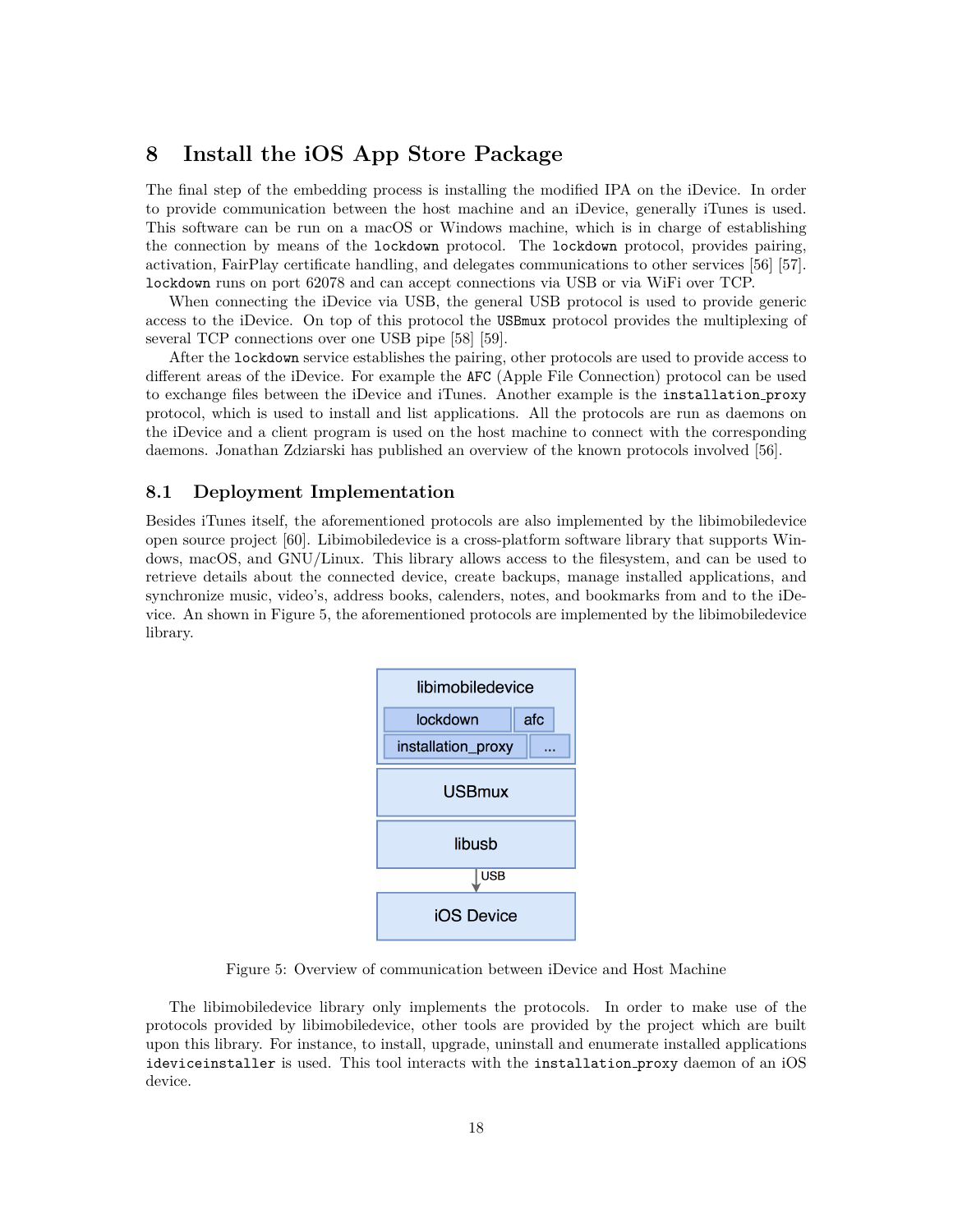# 8 Install the iOS App Store Package

The final step of the embedding process is installing the modified IPA on the iDevice. In order to provide communication between the host machine and an iDevice, generally iTunes is used. This software can be run on a macOS or Windows machine, which is in charge of establishing the connection by means of the `lockdown` protocol. The `lockdown` protocol, provides pairing, activation, FairPlay certificate handling, and delegates communications to other services [56] [57]. `lockdown` runs on port 62078 and can accept connections via USB or via WiFi over TCP.

When connecting the iDevice via USB, the general USB protocol is used to provide generic access to the iDevice. On top of this protocol the `USBmux` protocol provides the multiplexing of several TCP connections over one USB pipe [58] [59].

After the `lockdown` service establishes the pairing, other protocols are used to provide access to different areas of the iDevice. For example the `AFC` (Apple File Connection) protocol can be used to exchange files between the iDevice and iTunes. Another example is the `installation_proxy` protocol, which is used to install and list applications. All the protocols are run as daemons on the iDevice and a client program is used on the host machine to connect with the corresponding daemons. Jonathan Zdziarski has published an overview of the known protocols involved [56].

## 8.1 Deployment Implementation

Besides iTunes itself, the aforementioned protocols are also implemented by the libimobiledevice open source project [60]. Libimobiledevice is a cross-platform software library that supports Windows, macOS, and GNU/Linux. This library allows access to the filesystem, and can be used to retrieve details about the connected device, create backups, manage installed applications, and synchronize music, video's, address books, calenders, notes, and bookmarks from and to the iDevice. An shown in Figure 5, the aforementioned protocols are implemented by the libimobiledevice library.

Figure 5: Overview of communication between iDevice and Host Machine

The libimobiledevice library only implements the protocols. In order to make use of the protocols provided by libimobiledevice, other tools are provided by the project which are built upon this library. For instance, to install, upgrade, uninstall and enumerate installed applications `ideviceinstaller` is used. This tool interacts with the `installation_proxy` daemon of an iOS device.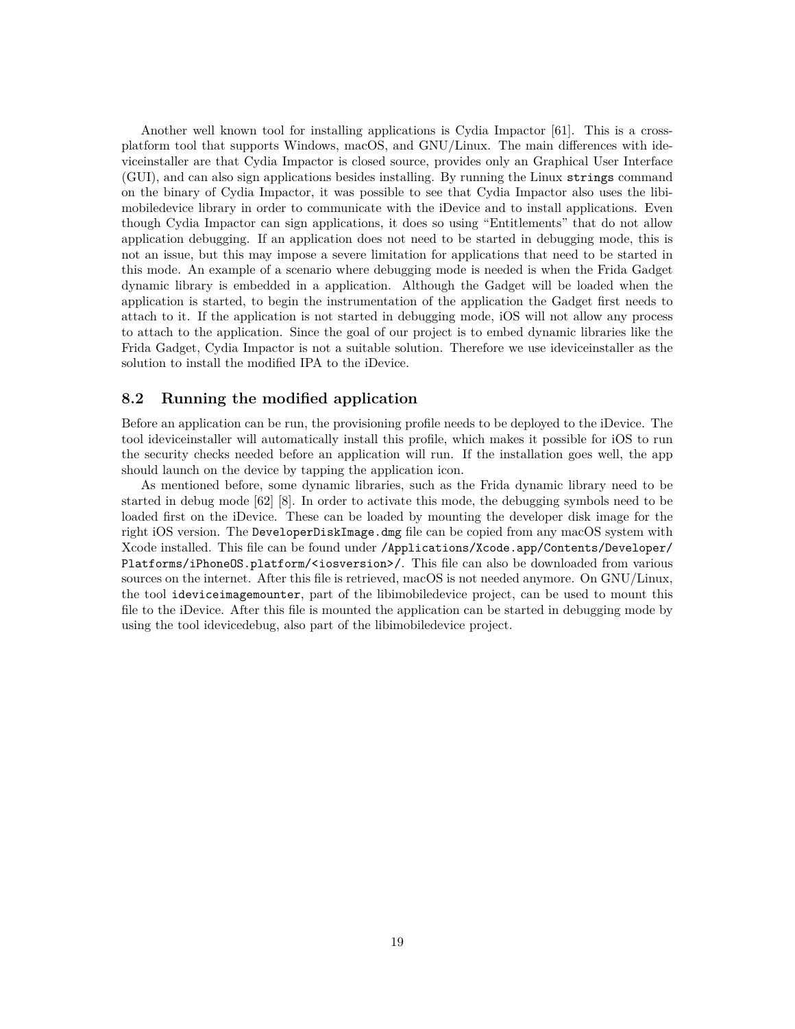Another well known tool for installing applications is Cydia Impactor [61]. This is a cross-platform tool that supports Windows, macOS, and GNU/Linux. The main differences with ideviceinstaller are that Cydia Impactor is closed source, provides only an Graphical User Interface (GUI), and can also sign applications besides installing. By running the Linux `strings` command on the binary of Cydia Impactor, it was possible to see that Cydia Impactor also uses the libimobiledevice library in order to communicate with the iDevice and to install applications. Even though Cydia Impactor can sign applications, it does so using "Entitlements" that do not allow application debugging. If an application does not need to be started in debugging mode, this is not an issue, but this may impose a severe limitation for applications that need to be started in this mode. An example of a scenario where debugging mode is needed is when the Frida Gadget dynamic library is embedded in a application. Although the Gadget will be loaded when the application is started, to begin the instrumentation of the application the Gadget first needs to attach to it. If the application is not started in debugging mode, iOS will not allow any process to attach to the application. Since the goal of our project is to embed dynamic libraries like the Frida Gadget, Cydia Impactor is not a suitable solution. Therefore we use ideviceinstaller as the solution to install the modified IPA to the iDevice.

## 8.2 Running the modified application

Before an application can be run, the provisioning profile needs to be deployed to the iDevice. The tool ideviceinstaller will automatically install this profile, which makes it possible for iOS to run the security checks needed before an application will run. If the installation goes well, the app should launch on the device by tapping the application icon.

As mentioned before, some dynamic libraries, such as the Frida dynamic library need to be started in debug mode [62] [8]. In order to activate this mode, the debugging symbols need to be loaded first on the iDevice. These can be loaded by mounting the developer disk image for the right iOS version. The `DeveloperDiskImage.dmg` file can be copied from any macOS system with Xcode installed. This file can be found under `/Applications/Xcode.app/Contents/Developer/Platforms/iPhoneOS.platform/<iosversion>/`. This file can also be downloaded from various sources on the internet. After this file is retrieved, macOS is not needed anymore. On GNU/Linux, the tool `ideviceimagemounter`, part of the libimobiledevice project, can be used to mount this file to the iDevice. After this file is mounted the application can be started in debugging mode by using the tool idevicedebug, also part of the libimobiledevice project.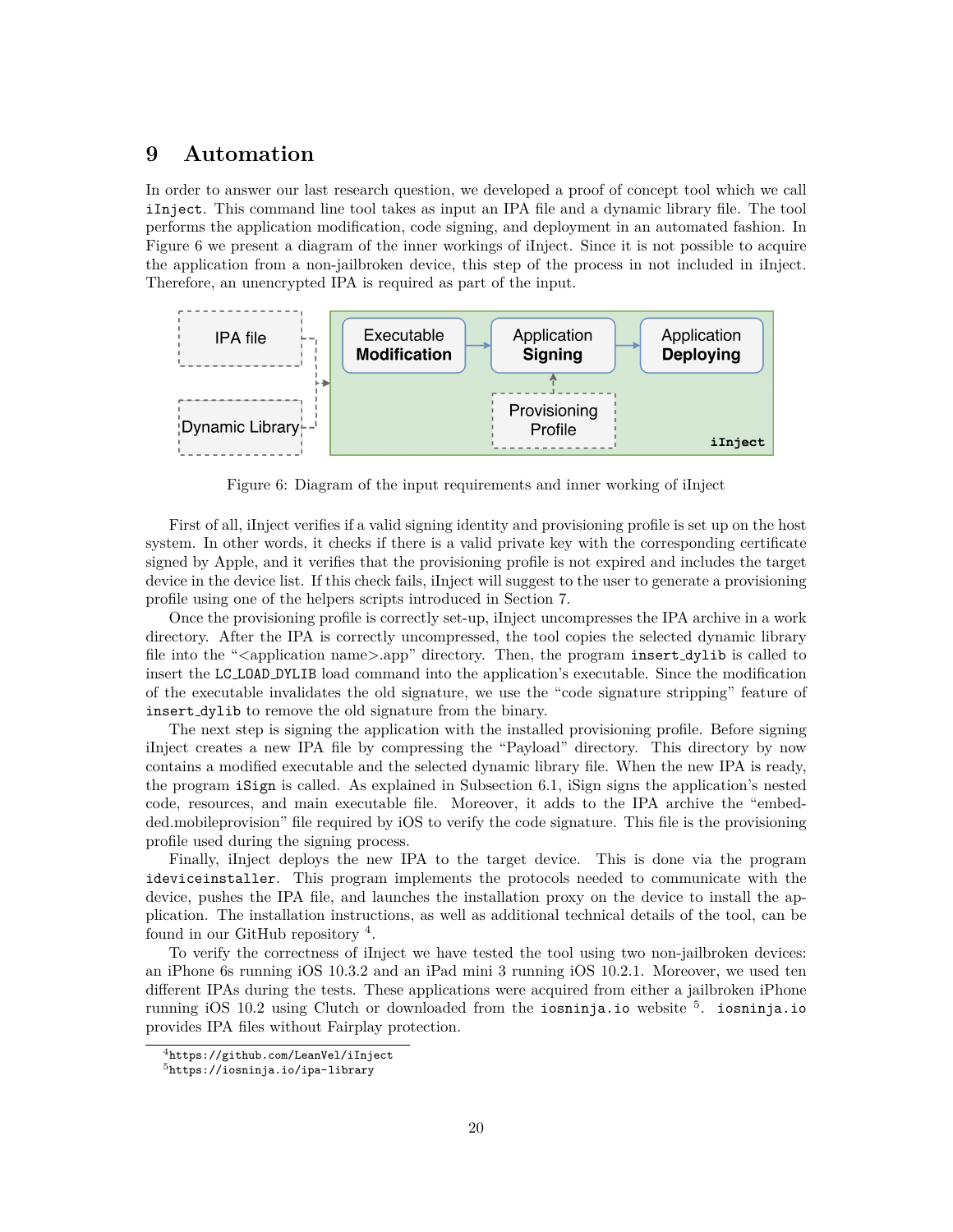# 9 Automation

In order to answer our last research question, we developed a proof of concept tool which we call `iInject`. This command line tool takes as input an IPA file and a dynamic library file. The tool performs the application modification, code signing, and deployment in an automated fashion. In Figure 6 we present a diagram of the inner workings of iInject. Since it is not possible to acquire the application from a non-jailbroken device, this step of the process in not included in iInject. Therefore, an unencrypted IPA is required as part of the input.

Figure 6: Diagram of the input requirements and inner working of iInject

First of all, iInject verifies if a valid signing identity and provisioning profile is set up on the host system. In other words, it checks if there is a valid private key with the corresponding certificate signed by Apple, and it verifies that the provisioning profile is not expired and includes the target device in the device list. If this check fails, iInject will suggest to the user to generate a provisioning profile using one of the helpers scripts introduced in Section 7.

Once the provisioning profile is correctly set-up, iInject uncompresses the IPA archive in a work directory. After the IPA is correctly uncompressed, the tool copies the selected dynamic library file into the "<application name>.app" directory. Then, the program `insert_dylib` is called to insert the `LC_LOAD_DYLIB` load command into the application's executable. Since the modification of the executable invalidates the old signature, we use the "code signature stripping" feature of `insert_dylib` to remove the old signature from the binary.

The next step is signing the application with the installed provisioning profile. Before signing iInject creates a new IPA file by compressing the "Payload" directory. This directory by now contains a modified executable and the selected dynamic library file. When the new IPA is ready, the program `iSign` is called. As explained in Subsection 6.1, iSign signs the application's nested code, resources, and main executable file. Moreover, it adds to the IPA archive the "embedded.mobileprovision" file required by iOS to verify the code signature. This file is the provisioning profile used during the signing process.

Finally, iInject deploys the new IPA to the target device. This is done via the program `ideviceinstaller`. This program implements the protocols needed to communicate with the device, pushes the IPA file, and launches the installation proxy on the device to install the application. The installation instructions, as well as additional technical details of the tool, can be found in our GitHub repository [4].

To verify the correctness of iInject we have tested the tool using two non-jailbroken devices: an iPhone 6s running iOS 10.3.2 and an iPad mini 3 running iOS 10.2.1. Moreover, we used ten different IPAs during the tests. These applications were acquired from either a jailbroken iPhone running iOS 10.2 using Clutch or downloaded from the `iosninja.io` website [5]. `iosninja.io` provides IPA files without Fairplay protection.

[4] `https://github.com/LeanVel/iInject`

[5] `https://iosninja.io/ipa-library`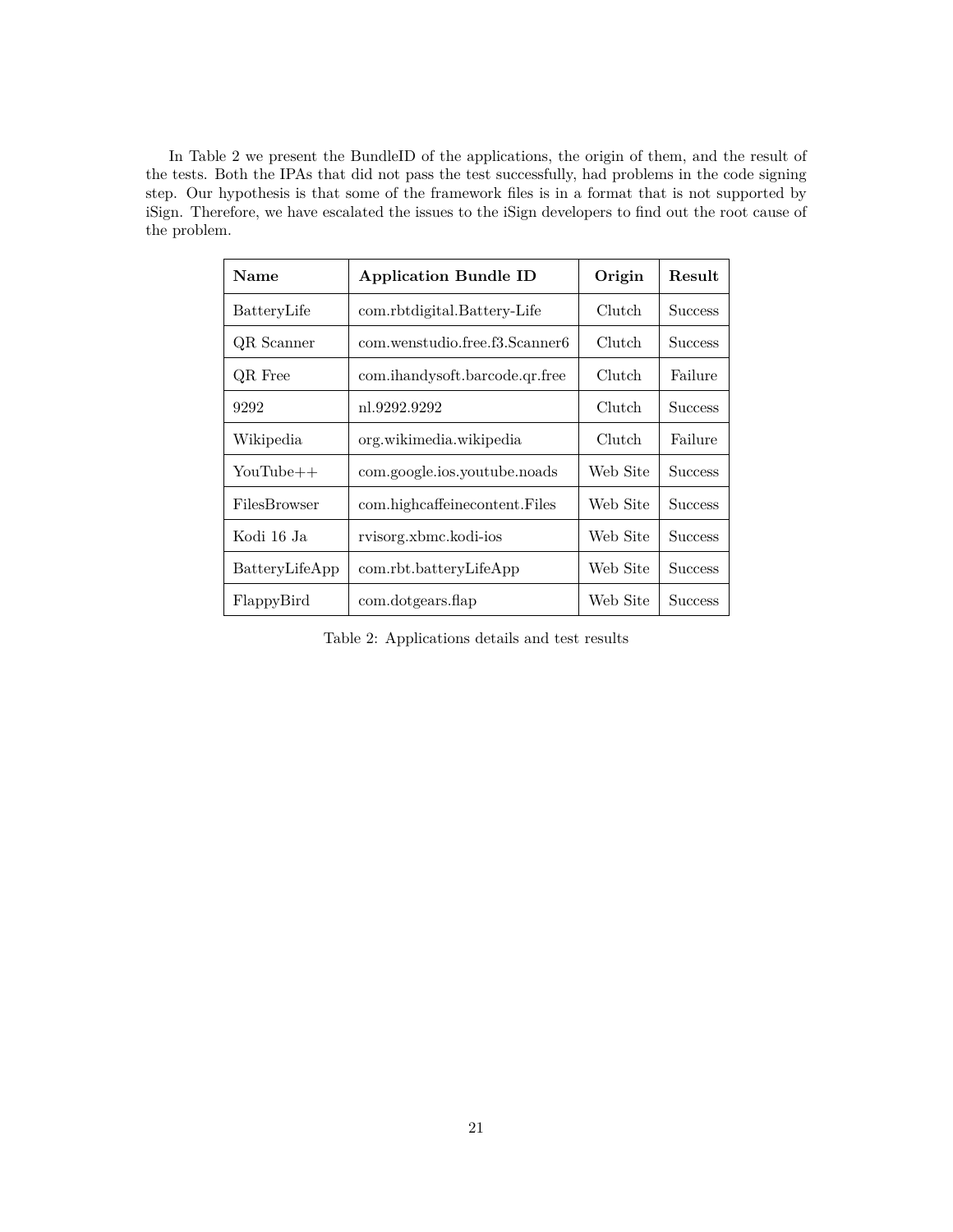In Table 2 we present the BundleID of the applications, the origin of them, and the result of the tests. Both the IPAs that did not pass the test successfully, had problems in the code signing step. Our hypothesis is that some of the framework files is in a format that is not supported by iSign. Therefore, we have escalated the issues to the iSign developers to find out the root cause of the problem.

| **Name** | **Application Bundle ID** | **Origin** | **Result** |
| --- | --- | --- | --- |
| BatteryLife | com.rbtdigital.Battery-Life | Clutch | Success |
| QR Scanner | com.wenstudio.free.f3.Scanner6 | Clutch | Success |
| QR Free | com.ihandysoft.barcode.qr.free | Clutch | Failure |
| 9292 | nl.9292.9292 | Clutch | Success |
| Wikipedia | org.wikimedia.wikipedia | Clutch | Failure |
| YouTube++ | com.google.ios.youtube.noads | Web Site | Success |
| FilesBrowser | com.highcaffeinecontent.Files | Web Site | Success |
| Kodi 16 Ja | rvisorg.xbmc.kodi-ios | Web Site | Success |
| BatteryLifeApp | com.rbt.batteryLifeApp | Web Site | Success |
| FlappyBird | com.dotgears.flap | Web Site | Success |

Table 2: Applications details and test results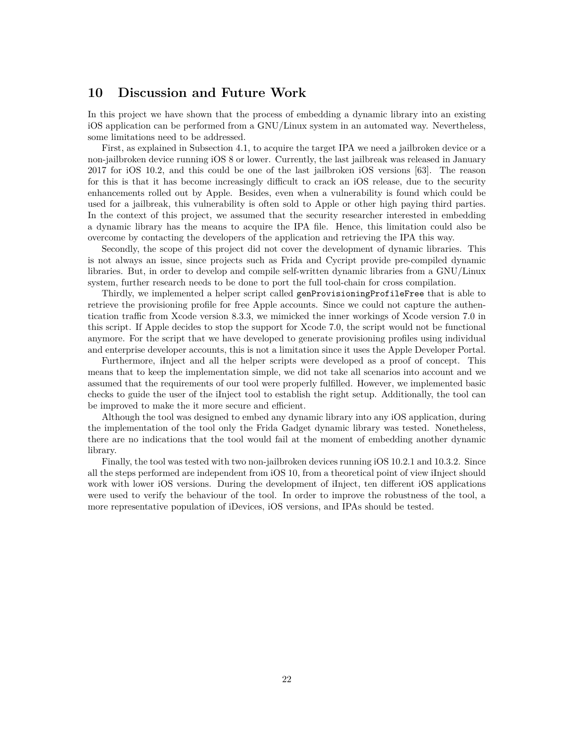## 10 Discussion and Future Work

In this project we have shown that the process of embedding a dynamic library into an existing iOS application can be performed from a GNU/Linux system in an automated way. Nevertheless, some limitations need to be addressed.

First, as explained in Subsection 4.1, to acquire the target IPA we need a jailbroken device or a non-jailbroken device running iOS 8 or lower. Currently, the last jailbreak was released in January 2017 for iOS 10.2, and this could be one of the last jailbroken iOS versions [63]. The reason for this is that it has become increasingly difficult to crack an iOS release, due to the security enhancements rolled out by Apple. Besides, even when a vulnerability is found which could be used for a jailbreak, this vulnerability is often sold to Apple or other high paying third parties. In the context of this project, we assumed that the security researcher interested in embedding a dynamic library has the means to acquire the IPA file. Hence, this limitation could also be overcome by contacting the developers of the application and retrieving the IPA this way.

Secondly, the scope of this project did not cover the development of dynamic libraries. This is not always an issue, since projects such as Frida and Cycript provide pre-compiled dynamic libraries. But, in order to develop and compile self-written dynamic libraries from a GNU/Linux system, further research needs to be done to port the full tool-chain for cross compilation.

Thirdly, we implemented a helper script called `genProvisioningProfileFree` that is able to retrieve the provisioning profile for free Apple accounts. Since we could not capture the authentication traffic from Xcode version 8.3.3, we mimicked the inner workings of Xcode version 7.0 in this script. If Apple decides to stop the support for Xcode 7.0, the script would not be functional anymore. For the script that we have developed to generate provisioning profiles using individual and enterprise developer accounts, this is not a limitation since it uses the Apple Developer Portal.

Furthermore, iInject and all the helper scripts were developed as a proof of concept. This means that to keep the implementation simple, we did not take all scenarios into account and we assumed that the requirements of our tool were properly fulfilled. However, we implemented basic checks to guide the user of the iInject tool to establish the right setup. Additionally, the tool can be improved to make the it more secure and efficient.

Although the tool was designed to embed any dynamic library into any iOS application, during the implementation of the tool only the Frida Gadget dynamic library was tested. Nonetheless, there are no indications that the tool would fail at the moment of embedding another dynamic library.

Finally, the tool was tested with two non-jailbroken devices running iOS 10.2.1 and 10.3.2. Since all the steps performed are independent from iOS 10, from a theoretical point of view iInject should work with lower iOS versions. During the development of iInject, ten different iOS applications were used to verify the behaviour of the tool. In order to improve the robustness of the tool, a more representative population of iDevices, iOS versions, and IPAs should be tested.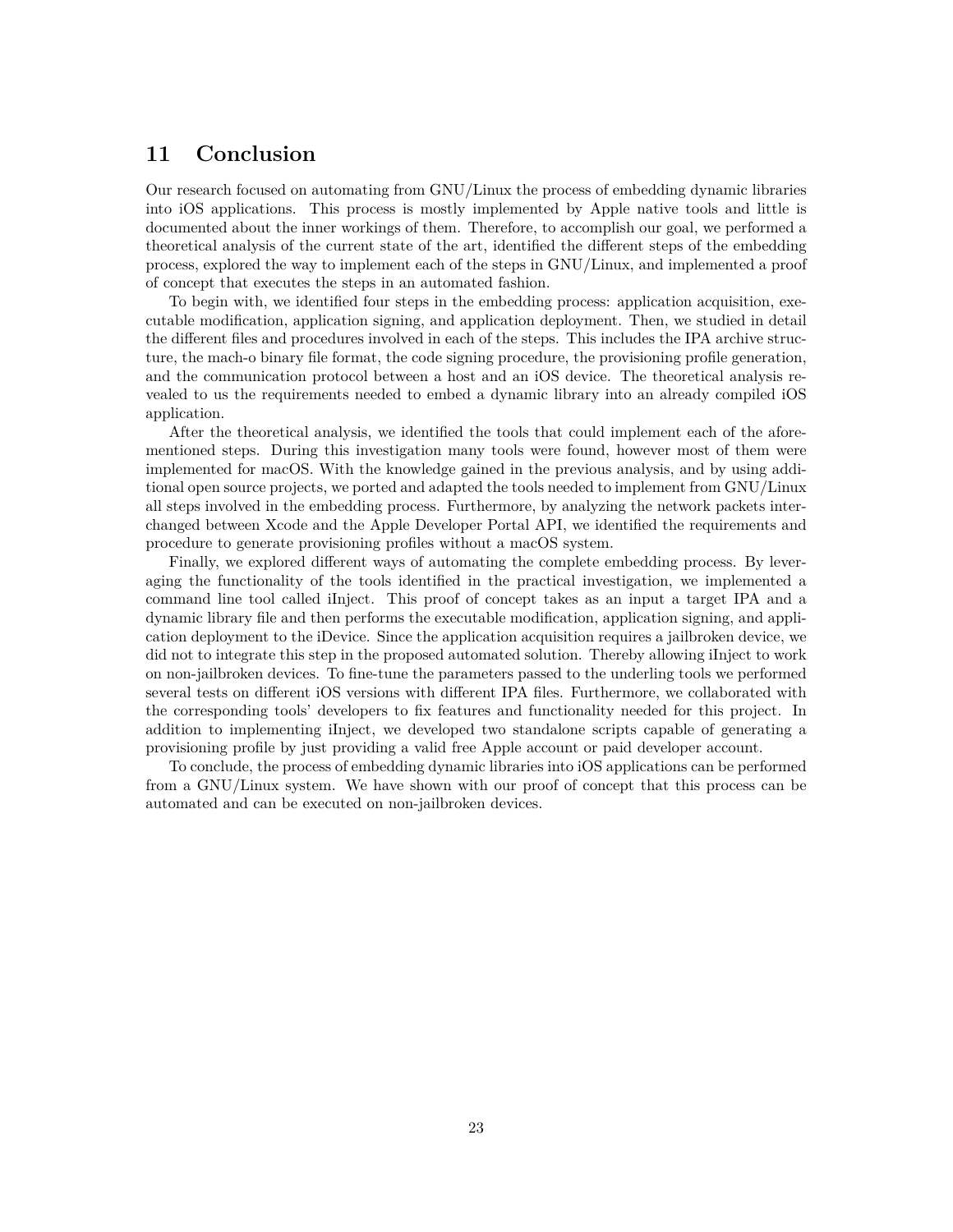# 11 Conclusion

Our research focused on automating from GNU/Linux the process of embedding dynamic libraries into iOS applications. This process is mostly implemented by Apple native tools and little is documented about the inner workings of them. Therefore, to accomplish our goal, we performed a theoretical analysis of the current state of the art, identified the different steps of the embedding process, explored the way to implement each of the steps in GNU/Linux, and implemented a proof of concept that executes the steps in an automated fashion.

To begin with, we identified four steps in the embedding process: application acquisition, executable modification, application signing, and application deployment. Then, we studied in detail the different files and procedures involved in each of the steps. This includes the IPA archive structure, the mach-o binary file format, the code signing procedure, the provisioning profile generation, and the communication protocol between a host and an iOS device. The theoretical analysis revealed to us the requirements needed to embed a dynamic library into an already compiled iOS application.

After the theoretical analysis, we identified the tools that could implement each of the aforementioned steps. During this investigation many tools were found, however most of them were implemented for macOS. With the knowledge gained in the previous analysis, and by using additional open source projects, we ported and adapted the tools needed to implement from GNU/Linux all steps involved in the embedding process. Furthermore, by analyzing the network packets interchanged between Xcode and the Apple Developer Portal API, we identified the requirements and procedure to generate provisioning profiles without a macOS system.

Finally, we explored different ways of automating the complete embedding process. By leveraging the functionality of the tools identified in the practical investigation, we implemented a command line tool called iInject. This proof of concept takes as an input a target IPA and a dynamic library file and then performs the executable modification, application signing, and application deployment to the iDevice. Since the application acquisition requires a jailbroken device, we did not to integrate this step in the proposed automated solution. Thereby allowing iInject to work on non-jailbroken devices. To fine-tune the parameters passed to the underling tools we performed several tests on different iOS versions with different IPA files. Furthermore, we collaborated with the corresponding tools' developers to fix features and functionality needed for this project. In addition to implementing iInject, we developed two standalone scripts capable of generating a provisioning profile by just providing a valid free Apple account or paid developer account.

To conclude, the process of embedding dynamic libraries into iOS applications can be performed from a GNU/Linux system. We have shown with our proof of concept that this process can be automated and can be executed on non-jailbroken devices.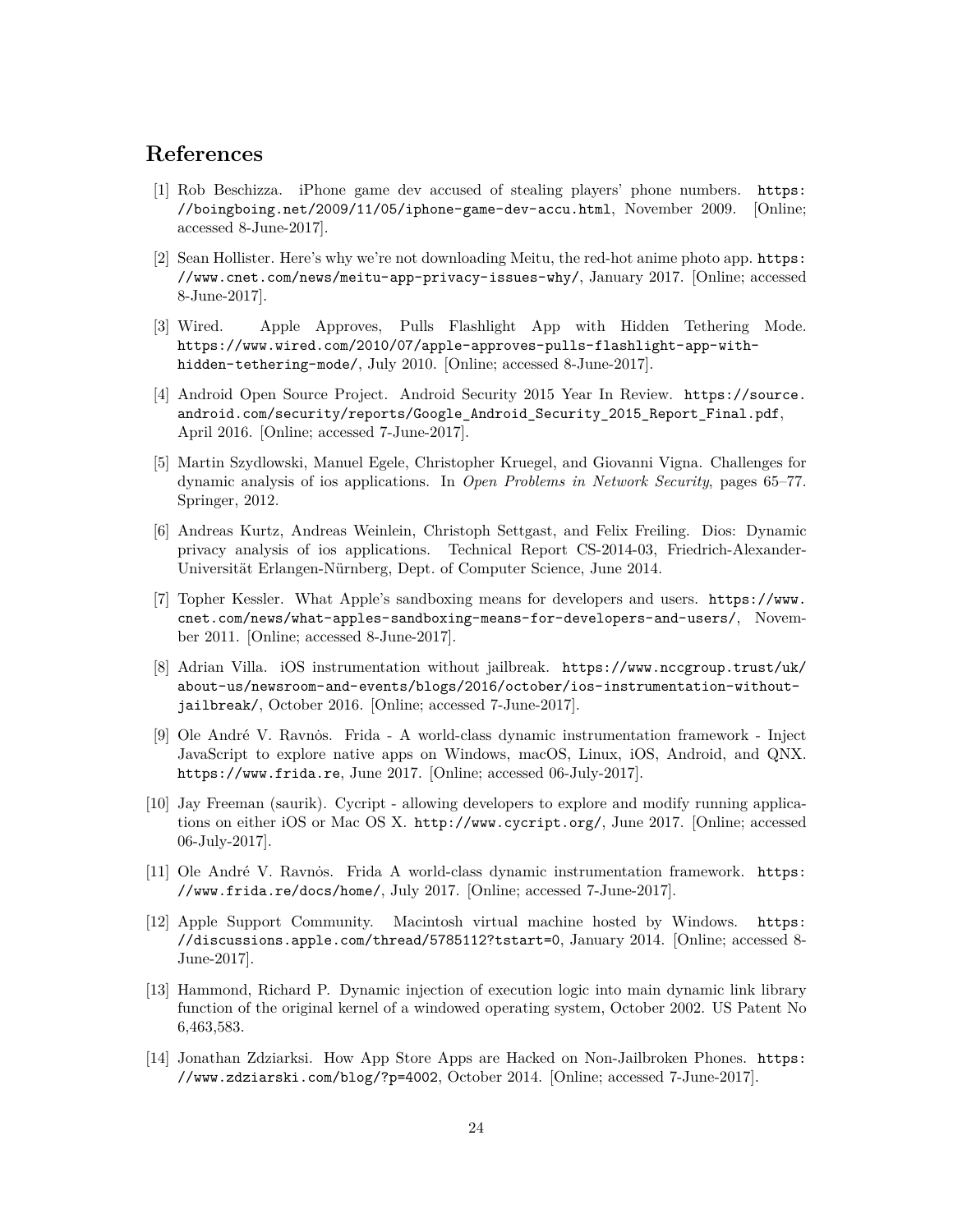## References

[1] Rob Beschizza. iPhone game dev accused of stealing players' phone numbers. https://boingboing.net/2009/11/05/iphone-game-dev-accu.html, November 2009. [Online; accessed 8-June-2017].

[2] Sean Hollister. Here's why we're not downloading Meitu, the red-hot anime photo app. https://www.cnet.com/news/meitu-app-privacy-issues-why/, January 2017. [Online; accessed 8-June-2017].

[3] Wired. Apple Approves, Pulls Flashlight App with Hidden Tethering Mode. https://www.wired.com/2010/07/apple-approves-pulls-flashlight-app-with-hidden-tethering-mode/, July 2010. [Online; accessed 8-June-2017].

[4] Android Open Source Project. Android Security 2015 Year In Review. https://source.android.com/security/reports/Google_Android_Security_2015_Report_Final.pdf, April 2016. [Online; accessed 7-June-2017].

[5] Martin Szydlowski, Manuel Egele, Christopher Kruegel, and Giovanni Vigna. Challenges for dynamic analysis of ios applications. In *Open Problems in Network Security*, pages 65–77. Springer, 2012.

[6] Andreas Kurtz, Andreas Weinlein, Christoph Settgast, and Felix Freiling. Dios: Dynamic privacy analysis of ios applications. Technical Report CS-2014-03, Friedrich-Alexander-Universität Erlangen-Nürnberg, Dept. of Computer Science, June 2014.

[7] Topher Kessler. What Apple's sandboxing means for developers and users. https://www.cnet.com/news/what-apples-sandboxing-means-for-developers-and-users/, November 2011. [Online; accessed 8-June-2017].

[8] Adrian Villa. iOS instrumentation without jailbreak. https://www.nccgroup.trust/uk/about-us/newsroom-and-events/blogs/2016/october/ios-instrumentation-without-jailbreak/, October 2016. [Online; accessed 7-June-2017].

[9] Ole André V. Ravnòs. Frida - A world-class dynamic instrumentation framework - Inject JavaScript to explore native apps on Windows, macOS, Linux, iOS, Android, and QNX. https://www.frida.re, June 2017. [Online; accessed 06-July-2017].

[10] Jay Freeman (saurik). Cycript - allowing developers to explore and modify running applications on either iOS or Mac OS X. http://www.cycript.org/, June 2017. [Online; accessed 06-July-2017].

[11] Ole André V. Ravnòs. Frida A world-class dynamic instrumentation framework. https://www.frida.re/docs/home/, July 2017. [Online; accessed 7-June-2017].

[12] Apple Support Community. Macintosh virtual machine hosted by Windows. https://discussions.apple.com/thread/5785112?tstart=0, January 2014. [Online; accessed 8-June-2017].

[13] Hammond, Richard P. Dynamic injection of execution logic into main dynamic link library function of the original kernel of a windowed operating system, October 2002. US Patent No 6,463,583.

[14] Jonathan Zdziarksi. How App Store Apps are Hacked on Non-Jailbroken Phones. https://www.zdziarski.com/blog/?p=4002, October 2014. [Online; accessed 7-June-2017].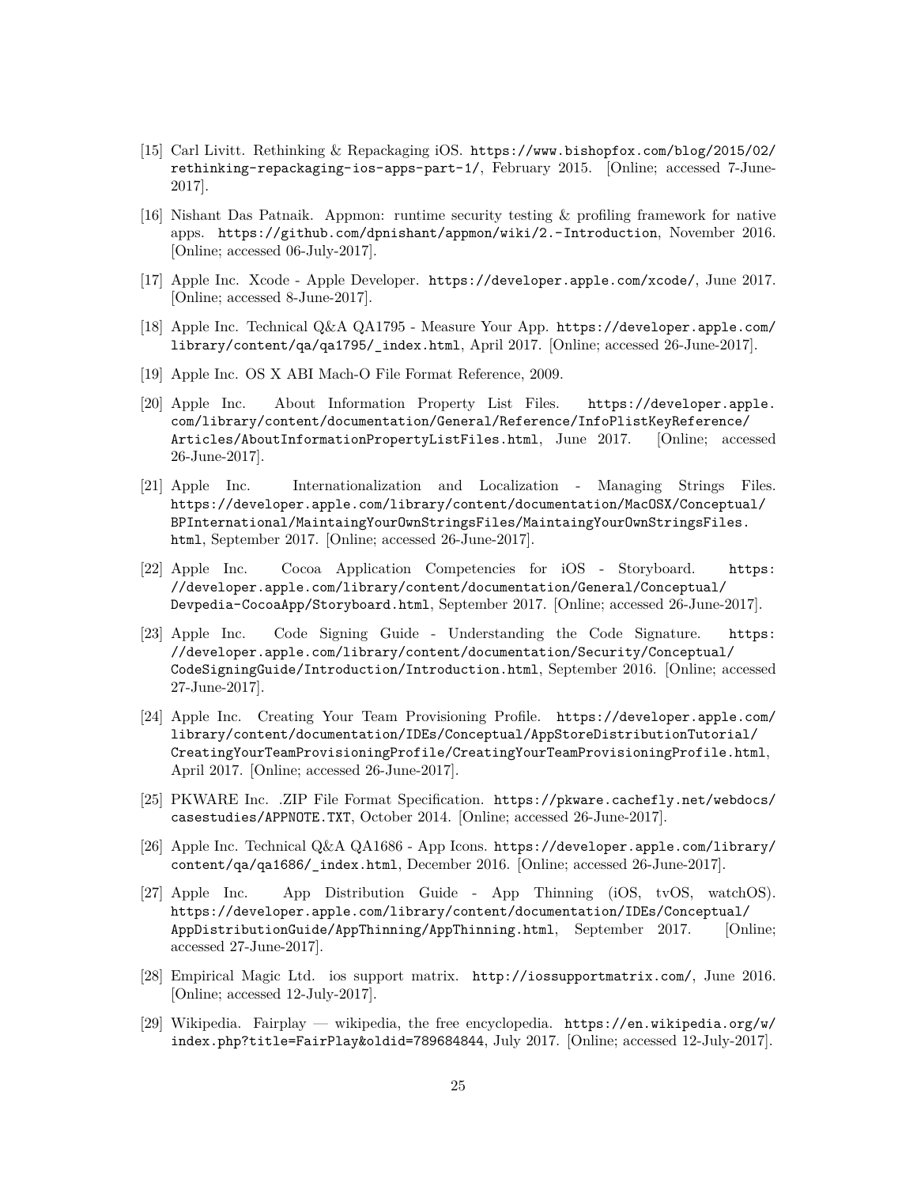[15] Carl Livitt. Rethinking & Repackaging iOS. https://www.bishopfox.com/blog/2015/02/rethinking-repackaging-ios-apps-part-1/, February 2015. [Online; accessed 7-June-2017].

[16] Nishant Das Patnaik. Appmon: runtime security testing & profiling framework for native apps. https://github.com/dpnishant/appmon/wiki/2.-Introduction, November 2016. [Online; accessed 06-July-2017].

[17] Apple Inc. Xcode - Apple Developer. https://developer.apple.com/xcode/, June 2017. [Online; accessed 8-June-2017].

[18] Apple Inc. Technical Q&A QA1795 - Measure Your App. https://developer.apple.com/library/content/qa/qa1795/_index.html, April 2017. [Online; accessed 26-June-2017].

[19] Apple Inc. OS X ABI Mach-O File Format Reference, 2009.

[20] Apple Inc. About Information Property List Files. https://developer.apple.com/library/content/documentation/General/Reference/InfoPlistKeyReference/Articles/AboutInformationPropertyListFiles.html, June 2017. [Online; accessed 26-June-2017].

[21] Apple Inc. Internationalization and Localization - Managing Strings Files. https://developer.apple.com/library/content/documentation/MacOSX/Conceptual/BPInternational/MaintaingYourOwnStringsFiles/MaintaingYourOwnStringsFiles.html, September 2017. [Online; accessed 26-June-2017].

[22] Apple Inc. Cocoa Application Competencies for iOS - Storyboard. https://developer.apple.com/library/content/documentation/General/Conceptual/Devpedia-CocoaApp/Storyboard.html, September 2017. [Online; accessed 26-June-2017].

[23] Apple Inc. Code Signing Guide - Understanding the Code Signature. https://developer.apple.com/library/content/documentation/Security/Conceptual/CodeSigningGuide/Introduction/Introduction.html, September 2016. [Online; accessed 27-June-2017].

[24] Apple Inc. Creating Your Team Provisioning Profile. https://developer.apple.com/library/content/documentation/IDEs/Conceptual/AppStoreDistributionTutorial/CreatingYourTeamProvisioningProfile/CreatingYourTeamProvisioningProfile.html, April 2017. [Online; accessed 26-June-2017].

[25] PKWARE Inc. .ZIP File Format Specification. https://pkware.cachefly.net/webdocs/casestudies/APPNOTE.TXT, October 2014. [Online; accessed 26-June-2017].

[26] Apple Inc. Technical Q&A QA1686 - App Icons. https://developer.apple.com/library/content/qa/qa1686/_index.html, December 2016. [Online; accessed 26-June-2017].

[27] Apple Inc. App Distribution Guide - App Thinning (iOS, tvOS, watchOS). https://developer.apple.com/library/content/documentation/IDEs/Conceptual/AppDistributionGuide/AppThinning/AppThinning.html, September 2017. [Online; accessed 27-June-2017].

[28] Empirical Magic Ltd. ios support matrix. http://iossupportmatrix.com/, June 2016. [Online; accessed 12-July-2017].

[29] Wikipedia. Fairplay — wikipedia, the free encyclopedia. https://en.wikipedia.org/w/index.php?title=FairPlay&oldid=789684844, July 2017. [Online; accessed 12-July-2017].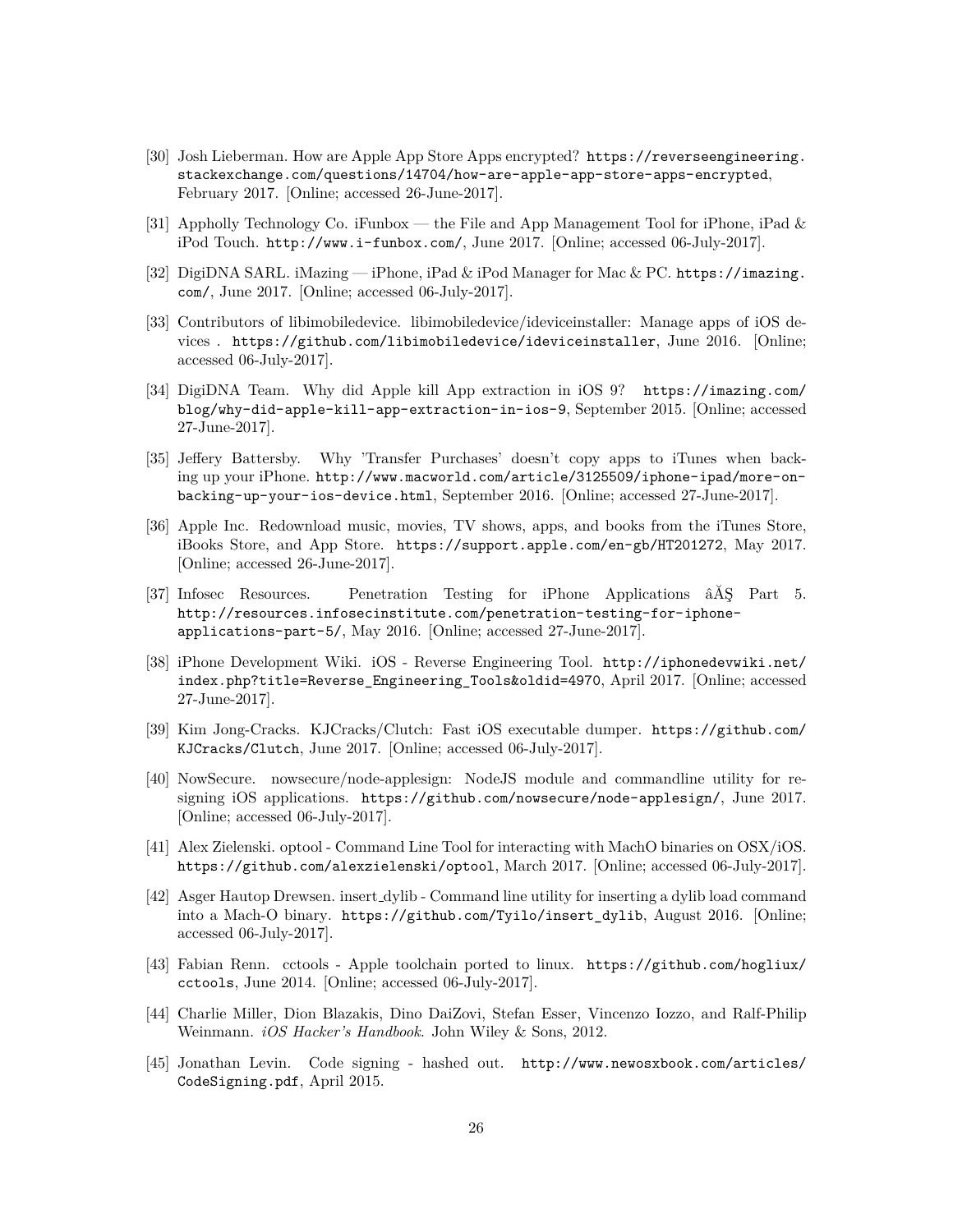[30] Josh Lieberman. How are Apple App Store Apps encrypted? `https://reverseengineering.stackexchange.com/questions/14704/how-are-apple-app-store-apps-encrypted`, February 2017. [Online; accessed 26-June-2017].

[31] Appholly Technology Co. iFunbox — the File and App Management Tool for iPhone, iPad & iPod Touch. `http://www.i-funbox.com/`, June 2017. [Online; accessed 06-July-2017].

[32] DigiDNA SARL. iMazing — iPhone, iPad & iPod Manager for Mac & PC. `https://imazing.com/`, June 2017. [Online; accessed 06-July-2017].

[33] Contributors of libimobiledevice. libimobiledevice/ideviceinstaller: Manage apps of iOS devices . `https://github.com/libimobiledevice/ideviceinstaller`, June 2016. [Online; accessed 06-July-2017].

[34] DigiDNA Team. Why did Apple kill App extraction in iOS 9? `https://imazing.com/blog/why-did-apple-kill-app-extraction-in-ios-9`, September 2015. [Online; accessed 27-June-2017].

[35] Jeffery Battersby. Why 'Transfer Purchases' doesn't copy apps to iTunes when backing up your iPhone. `http://www.macworld.com/article/3125509/iphone-ipad/more-on-backing-up-your-ios-device.html`, September 2016. [Online; accessed 27-June-2017].

[36] Apple Inc. Redownload music, movies, TV shows, apps, and books from the iTunes Store, iBooks Store, and App Store. `https://support.apple.com/en-gb/HT201272`, May 2017. [Online; accessed 26-June-2017].

[37] Infosec Resources. Penetration Testing for iPhone Applications âĂŞ Part 5. `http://resources.infosecinstitute.com/penetration-testing-for-iphone-applications-part-5/`, May 2016. [Online; accessed 27-June-2017].

[38] iPhone Development Wiki. iOS - Reverse Engineering Tool. `http://iphonedevwiki.net/index.php?title=Reverse_Engineering_Tools&oldid=4970`, April 2017. [Online; accessed 27-June-2017].

[39] Kim Jong-Cracks. KJCracks/Clutch: Fast iOS executable dumper. `https://github.com/KJCracks/Clutch`, June 2017. [Online; accessed 06-July-2017].

[40] NowSecure. nowsecure/node-applesign: NodeJS module and commandline utility for re-signing iOS applications. `https://github.com/nowsecure/node-applesign/`, June 2017. [Online; accessed 06-July-2017].

[41] Alex Zielenski. optool - Command Line Tool for interacting with MachO binaries on OSX/iOS. `https://github.com/alexzielenski/optool`, March 2017. [Online; accessed 06-July-2017].

[42] Asger Hautop Drewsen. insert_dylib - Command line utility for inserting a dylib load command into a Mach-O binary. `https://github.com/Tyilo/insert_dylib`, August 2016. [Online; accessed 06-July-2017].

[43] Fabian Renn. cctools - Apple toolchain ported to linux. `https://github.com/hogliux/cctools`, June 2014. [Online; accessed 06-July-2017].

[44] Charlie Miller, Dion Blazakis, Dino DaiZovi, Stefan Esser, Vincenzo Iozzo, and Ralf-Philip Weinmann. *iOS Hacker's Handbook*. John Wiley & Sons, 2012.

[45] Jonathan Levin. Code signing - hashed out. `http://www.newosxbook.com/articles/CodeSigning.pdf`, April 2015.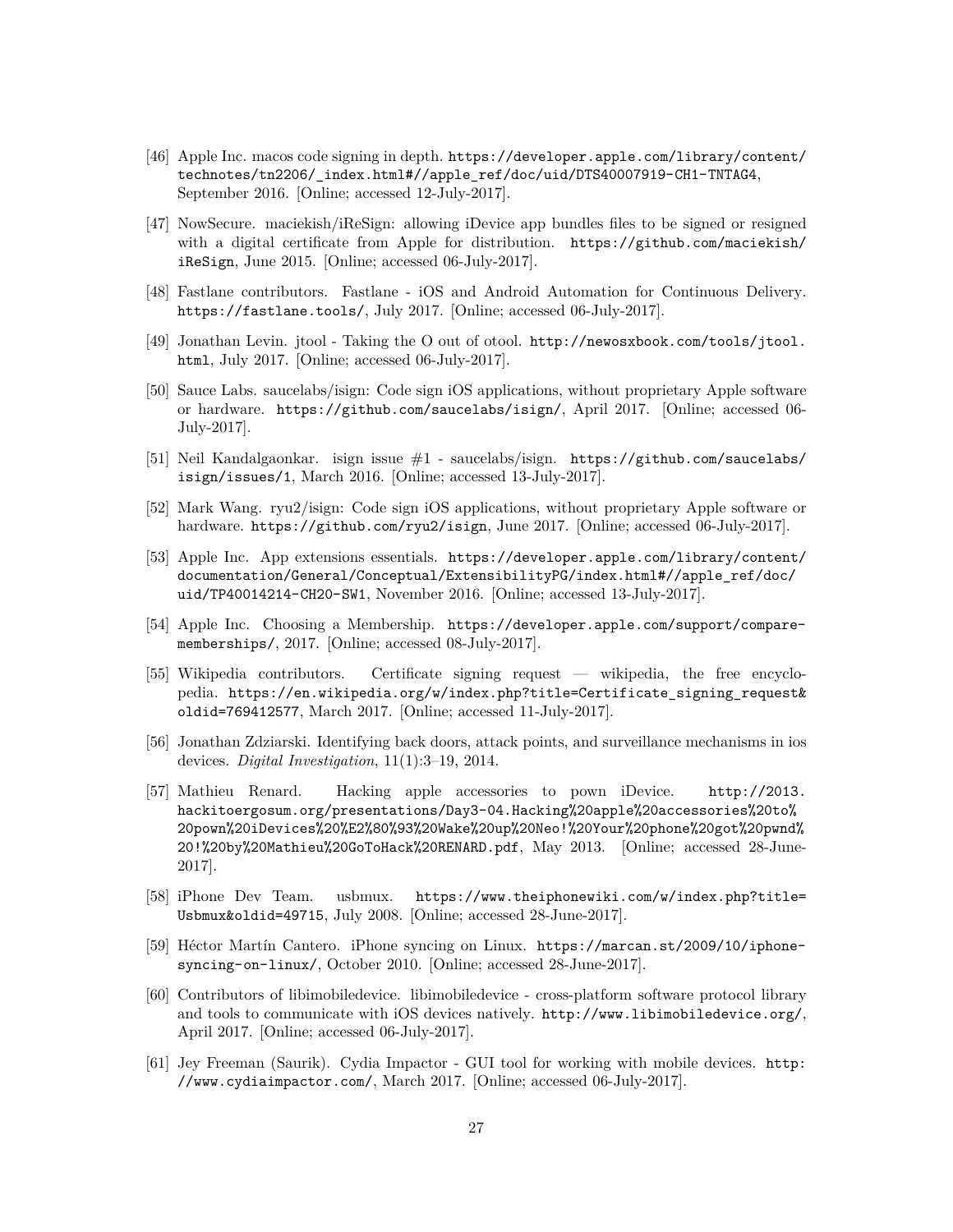[46] Apple Inc. macos code signing in depth. https://developer.apple.com/library/content/technotes/tn2206/_index.html#//apple_ref/doc/uid/DTS40007919-CH1-TNTAG4, September 2016. [Online; accessed 12-July-2017].

[47] NowSecure. maciekish/iReSign: allowing iDevice app bundles files to be signed or resigned with a digital certificate from Apple for distribution. https://github.com/maciekish/iReSign, June 2015. [Online; accessed 06-July-2017].

[48] Fastlane contributors. Fastlane - iOS and Android Automation for Continuous Delivery. https://fastlane.tools/, July 2017. [Online; accessed 06-July-2017].

[49] Jonathan Levin. jtool - Taking the O out of otool. http://newosxbook.com/tools/jtool.html, July 2017. [Online; accessed 06-July-2017].

[50] Sauce Labs. saucelabs/isign: Code sign iOS applications, without proprietary Apple software or hardware. https://github.com/saucelabs/isign/, April 2017. [Online; accessed 06-July-2017].

[51] Neil Kandalgaonkar. isign issue #1 - saucelabs/isign. https://github.com/saucelabs/isign/issues/1, March 2016. [Online; accessed 13-July-2017].

[52] Mark Wang. ryu2/isign: Code sign iOS applications, without proprietary Apple software or hardware. https://github.com/ryu2/isign, June 2017. [Online; accessed 06-July-2017].

[53] Apple Inc. App extensions essentials. https://developer.apple.com/library/content/documentation/General/Conceptual/ExtensibilityPG/index.html#//apple_ref/doc/uid/TP40014214-CH20-SW1, November 2016. [Online; accessed 13-July-2017].

[54] Apple Inc. Choosing a Membership. https://developer.apple.com/support/compare-memberships/, 2017. [Online; accessed 08-July-2017].

[55] Wikipedia contributors. Certificate signing request — wikipedia, the free encyclopedia. https://en.wikipedia.org/w/index.php?title=Certificate_signing_request&oldid=769412577, March 2017. [Online; accessed 11-July-2017].

[56] Jonathan Zdziarski. Identifying back doors, attack points, and surveillance mechanisms in ios devices. *Digital Investigation*, 11(1):3–19, 2014.

[57] Mathieu Renard. Hacking apple accessories to pown iDevice. http://2013.hackitoergosum.org/presentations/Day3-04.Hacking%20apple%20accessories%20to%20pown%20iDevices%20%E2%80%93%20Wake%20up%20Neo!%20Your%20phone%20got%20pwnd%20!%20by%20Mathieu%20GoToHack%20RENARD.pdf, May 2013. [Online; accessed 28-June-2017].

[58] iPhone Dev Team. usbmux. https://www.theiphonewiki.com/w/index.php?title=Usbmux&oldid=49715, July 2008. [Online; accessed 28-June-2017].

[59] Héctor Martín Cantero. iPhone syncing on Linux. https://marcan.st/2009/10/iphone-syncing-on-linux/, October 2010. [Online; accessed 28-June-2017].

[60] Contributors of libimobiledevice. libimobiledevice - cross-platform software protocol library and tools to communicate with iOS devices natively. http://www.libimobiledevice.org/, April 2017. [Online; accessed 06-July-2017].

[61] Jey Freeman (Saurik). Cydia Impactor - GUI tool for working with mobile devices. http://www.cydiaimpactor.com/, March 2017. [Online; accessed 06-July-2017].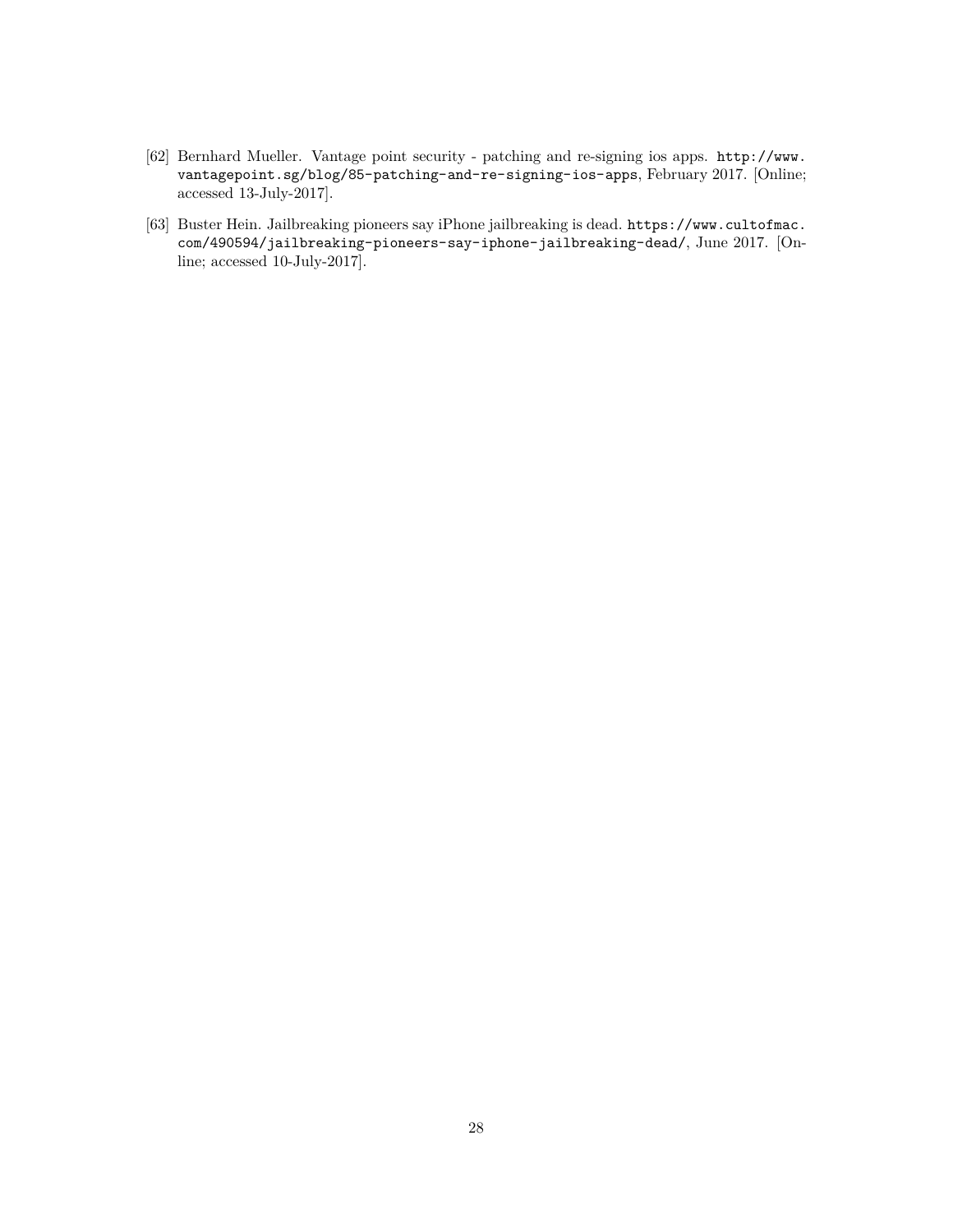[62] Bernhard Mueller. Vantage point security - patching and re-signing ios apps. http://www.vantagepoint.sg/blog/85-patching-and-re-signing-ios-apps, February 2017. [Online; accessed 13-July-2017].

[63] Buster Hein. Jailbreaking pioneers say iPhone jailbreaking is dead. https://www.cultofmac.com/490594/jailbreaking-pioneers-say-iphone-jailbreaking-dead/, June 2017. [Online; accessed 10-July-2017].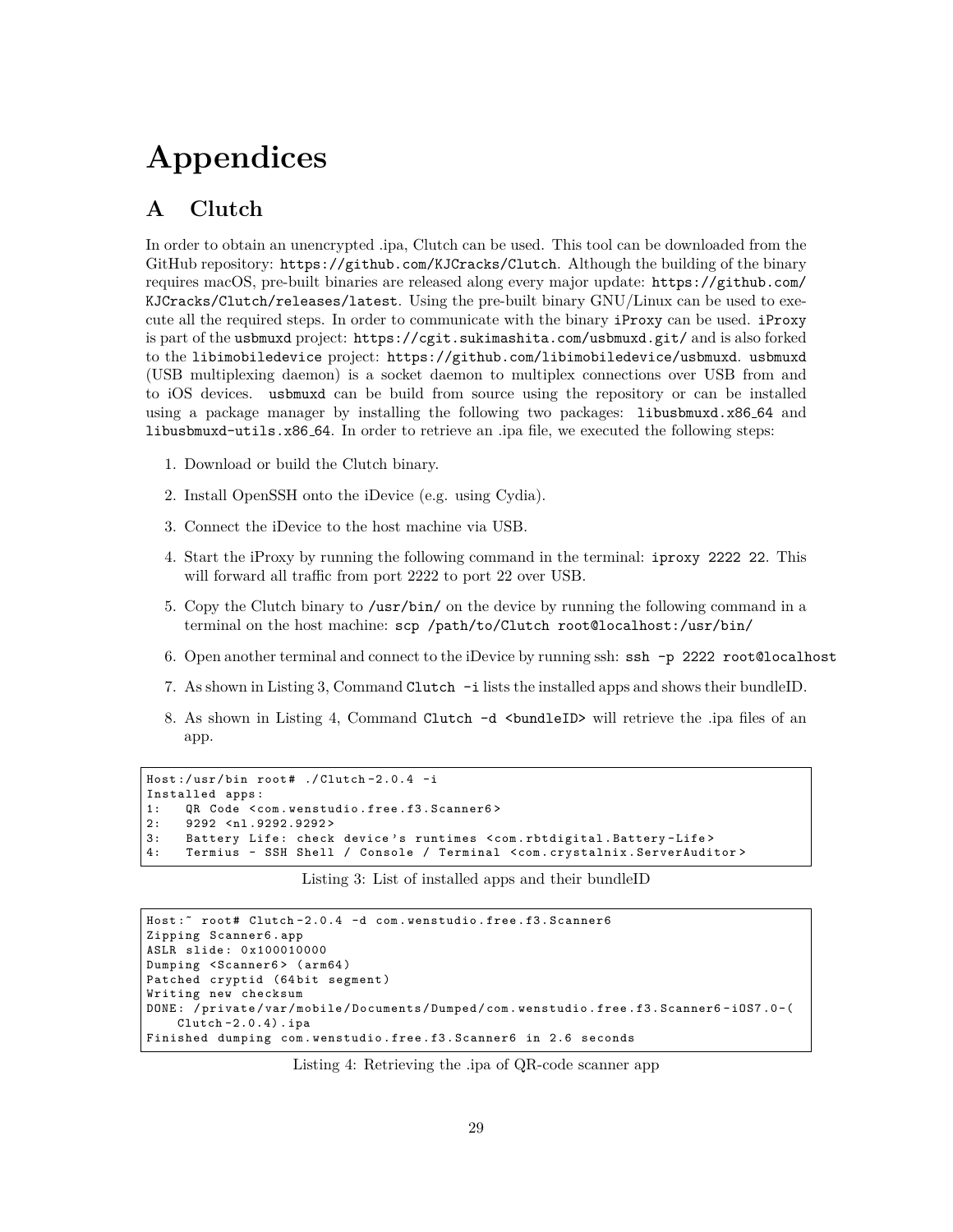# Appendices

## A Clutch

In order to obtain an unencrypted .ipa, Clutch can be used. This tool can be downloaded from the GitHub repository: `https://github.com/KJCracks/Clutch`. Although the building of the binary requires macOS, pre-built binaries are released along every major update: `https://github.com/KJCracks/Clutch/releases/latest`. Using the pre-built binary GNU/Linux can be used to execute all the required steps. In order to communicate with the binary `iProxy` can be used. `iProxy` is part of the `usbmuxd` project: `https://cgit.sukimashita.com/usbmuxd.git/` and is also forked to the `libimobiledevice` project: `https://github.com/libimobiledevice/usbmuxd`. `usbmuxd` (USB multiplexing daemon) is a socket daemon to multiplex connections over USB from and to iOS devices. `usbmuxd` can be build from source using the repository or can be installed using a package manager by installing the following two packages: `libusbmuxd.x86_64` and `libusbmuxd-utils.x86_64`. In order to retrieve an .ipa file, we executed the following steps:

1. Download or build the Clutch binary.
2. Install OpenSSH onto the iDevice (e.g. using Cydia).
3. Connect the iDevice to the host machine via USB.
4. Start the iProxy by running the following command in the terminal: `iproxy 2222 22`. This will forward all traffic from port 2222 to port 22 over USB.
5. Copy the Clutch binary to `/usr/bin/` on the device by running the following command in a terminal on the host machine: `scp /path/to/Clutch root@localhost:/usr/bin/`
6. Open another terminal and connect to the iDevice by running ssh: `ssh -p 2222 root@localhost`
7. As shown in Listing 3, Command `Clutch -i` lists the installed apps and shows their bundleID.
8. As shown in Listing 4, Command `Clutch -d <bundleID>` will retrieve the .ipa files of an app.

```
Host:/usr/bin root# ./Clutch-2.0.4 -i
Installed apps:
1:   QR Code <com.wenstudio.free.f3.Scanner6>
2:   9292 <nl.9292.9292>
3:   Battery Life: check device's runtimes <com.rbtdigital.Battery-Life>
4:   Termius - SSH Shell / Console / Terminal <com.crystalnix.ServerAuditor>
```

Listing 3: List of installed apps and their bundleID

```
Host:~ root# Clutch-2.0.4 -d com.wenstudio.free.f3.Scanner6
Zipping Scanner6.app
ASLR slide: 0x100010000
Dumping <Scanner6> (arm64)
Patched cryptid (64bit segment)
Writing new checksum
DONE: /private/var/mobile/Documents/Dumped/com.wenstudio.free.f3.Scanner6-iOS7.0-(
    Clutch-2.0.4).ipa
Finished dumping com.wenstudio.free.f3.Scanner6 in 2.6 seconds
```

Listing 4: Retrieving the .ipa of QR-code scanner app